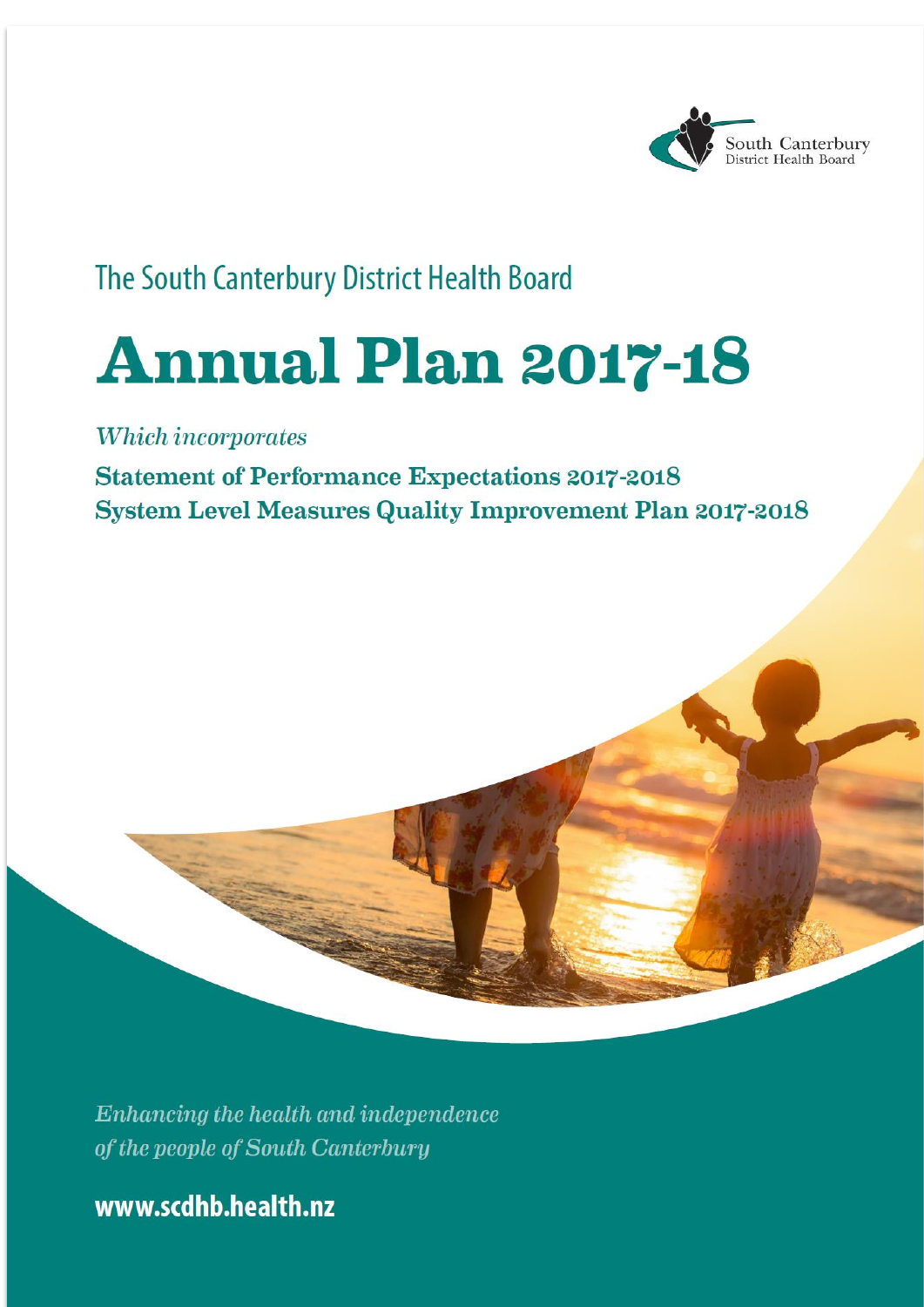South Canterbury
District Health Board

The South Canterbury District Health Board

# Annual Plan 2017-18

*Which incorporates*

**Statement of Performance Expectations 2017-2018**
**System Level Measures Quality Improvement Plan 2017-2018**

*Enhancing the health and independence of the people of South Canterbury*

**www.scdhb.health.nz**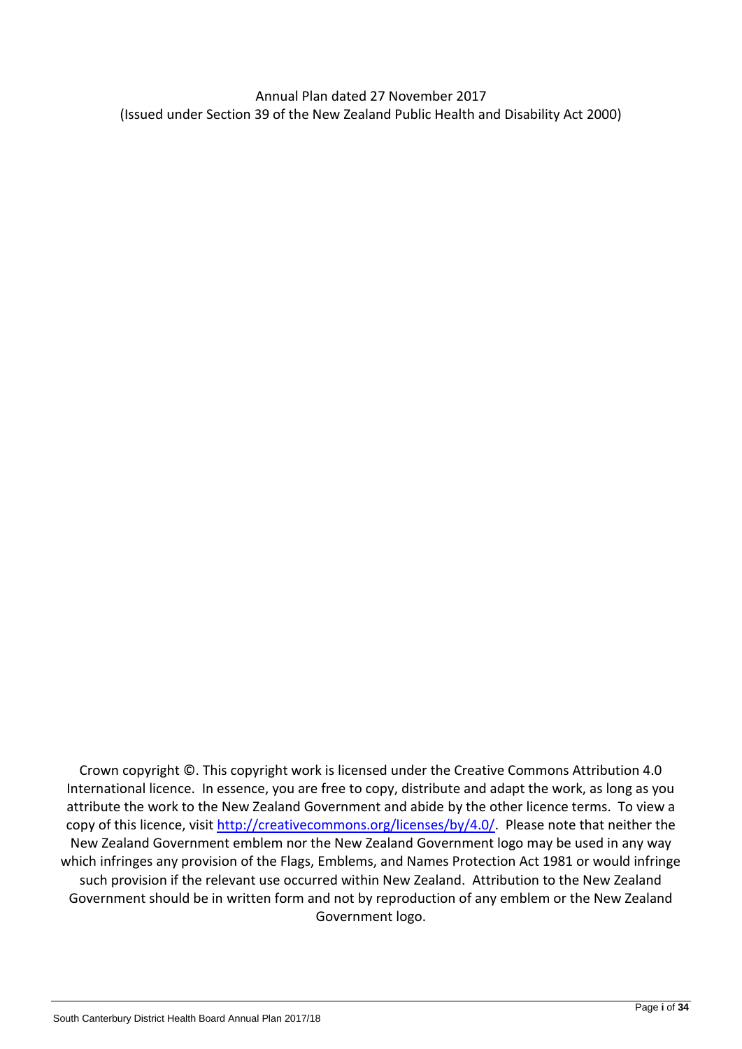Annual Plan dated 27 November 2017
(Issued under Section 39 of the New Zealand Public Health and Disability Act 2000)

Crown copyright ©. This copyright work is licensed under the Creative Commons Attribution 4.0 International licence. In essence, you are free to copy, distribute and adapt the work, as long as you attribute the work to the New Zealand Government and abide by the other licence terms. To view a copy of this licence, visit http://creativecommons.org/licenses/by/4.0/. Please note that neither the New Zealand Government emblem nor the New Zealand Government logo may be used in any way which infringes any provision of the Flags, Emblems, and Names Protection Act 1981 or would infringe such provision if the relevant use occurred within New Zealand. Attribution to the New Zealand Government should be in written form and not by reproduction of any emblem or the New Zealand Government logo.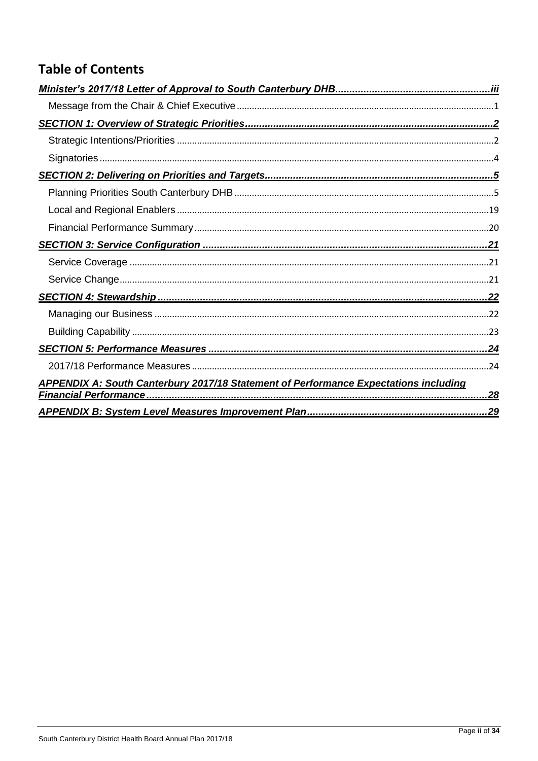## Table of Contents

***Minister's 2017/18 Letter of Approval to South Canterbury DHB*** ......................................................... iii

- Message from the Chair & Chief Executive ......................................................................................... 1

***SECTION 1: Overview of Strategic Priorities*** ......................................................................................... 2

- Strategic Intentions/Priorities ................................................................................................................ 2
- Signatories ............................................................................................................................................ 4

***SECTION 2: Delivering on Priorities and Targets*** .................................................................................. 5

- Planning Priorities South Canterbury DHB ........................................................................................... 5
- Local and Regional Enablers ............................................................................................................... 19
- Financial Performance Summary ......................................................................................................... 20

***SECTION 3: Service Configuration*** ....................................................................................................... 21

- Service Coverage ................................................................................................................................. 21
- Service Change ..................................................................................................................................... 21

***SECTION 4: Stewardship*** ..................................................................................................................... 22

- Managing our Business ........................................................................................................................ 22
- Building Capability ............................................................................................................................... 23

***SECTION 5: Performance Measures*** .................................................................................................... 24

- 2017/18 Performance Measures .......................................................................................................... 24

***APPENDIX A: South Canterbury 2017/18 Statement of Performance Expectations including Financial Performance*** ......................................................................................................................... 28

***APPENDIX B: System Level Measures Improvement Plan*** ................................................................... 29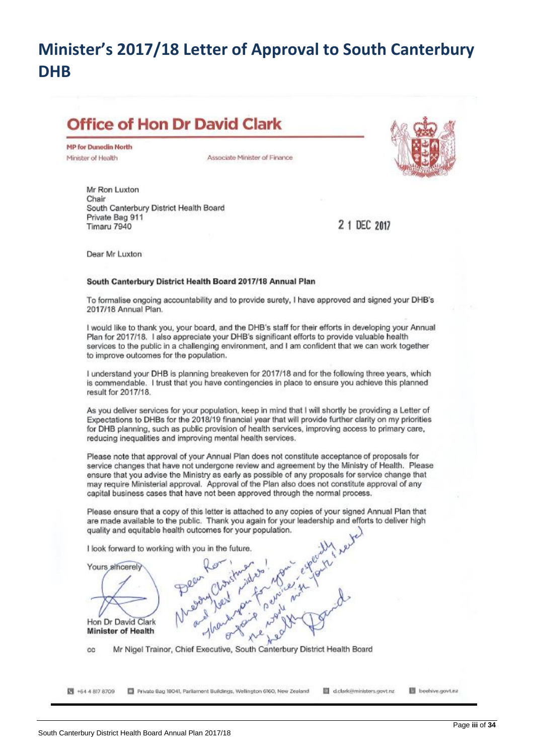# Minister's 2017/18 Letter of Approval to South Canterbury DHB

**Office of Hon Dr David Clark**

**MP for Dunedin North**

Minister of Health

Associate Minister of Finance

Mr Ron Luxton
Chair
South Canterbury District Health Board
Private Bag 911
Timaru 7940

21 DEC 2017

Dear Mr Luxton

**South Canterbury District Health Board 2017/18 Annual Plan**

To formalise ongoing accountability and to provide surety, I have approved and signed your DHB's 2017/18 Annual Plan.

I would like to thank you, your board, and the DHB's staff for their efforts in developing your Annual Plan for 2017/18. I also appreciate your DHB's significant efforts to provide valuable health services to the public in a challenging environment, and I am confident that we can work together to improve outcomes for the population.

I understand your DHB is planning breakeven for 2017/18 and for the following three years, which is commendable. I trust that you have contingencies in place to ensure you achieve this planned result for 2017/18.

As you deliver services for your population, keep in mind that I will shortly be providing a Letter of Expectations to DHBs for the 2018/19 financial year that will provide further clarity on my priorities for DHB planning, such as public provision of health services, improving access to primary care, reducing inequalities and improving mental health services.

Please note that approval of your Annual Plan does not constitute acceptance of proposals for service changes that have not undergone review and agreement by the Ministry of Health. Please ensure that you advise the Ministry as early as possible of any proposals for service change that may require Ministerial approval. Approval of the Plan also does not constitute approval of any capital business cases that have not been approved through the normal process.

Please ensure that a copy of this letter is attached to any copies of your signed Annual Plan that are made available to the public. Thank you again for your leadership and efforts to deliver high quality and equitable health outcomes for your population.

I look forward to working with you in the future.

Yours sincerely

Dear Ron, Merry Christmas and best wishes! Thank you for your ongoing service, especially with youth & rural health work. David

Hon Dr David Clark
**Minister of Health**

cc Mr Nigel Trainor, Chief Executive, South Canterbury District Health Board

+64 4 817 8709 | Private Bag 18041, Parliament Buildings, Wellington 6160, New Zealand | d.clark@ministers.govt.nz | beehive.govt.nz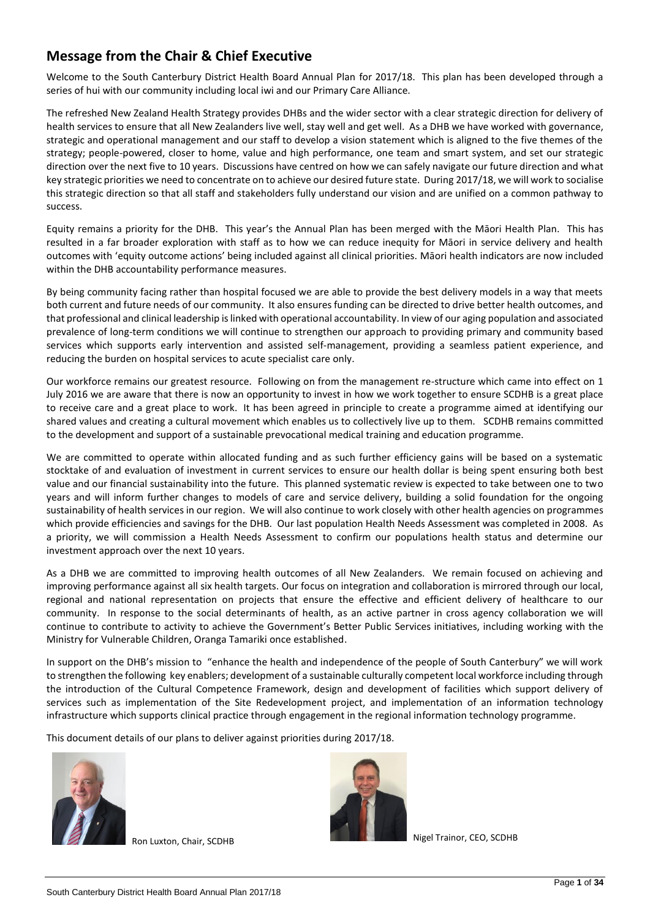## Message from the Chair & Chief Executive

Welcome to the South Canterbury District Health Board Annual Plan for 2017/18. This plan has been developed through a series of hui with our community including local iwi and our Primary Care Alliance.

The refreshed New Zealand Health Strategy provides DHBs and the wider sector with a clear strategic direction for delivery of health services to ensure that all New Zealanders live well, stay well and get well. As a DHB we have worked with governance, strategic and operational management and our staff to develop a vision statement which is aligned to the five themes of the strategy; people-powered, closer to home, value and high performance, one team and smart system, and set our strategic direction over the next five to 10 years. Discussions have centred on how we can safely navigate our future direction and what key strategic priorities we need to concentrate on to achieve our desired future state. During 2017/18, we will work to socialise this strategic direction so that all staff and stakeholders fully understand our vision and are unified on a common pathway to success.

Equity remains a priority for the DHB. This year's the Annual Plan has been merged with the Māori Health Plan. This has resulted in a far broader exploration with staff as to how we can reduce inequity for Māori in service delivery and health outcomes with 'equity outcome actions' being included against all clinical priorities. Māori health indicators are now included within the DHB accountability performance measures.

By being community facing rather than hospital focused we are able to provide the best delivery models in a way that meets both current and future needs of our community. It also ensures funding can be directed to drive better health outcomes, and that professional and clinical leadership is linked with operational accountability. In view of our aging population and associated prevalence of long-term conditions we will continue to strengthen our approach to providing primary and community based services which supports early intervention and assisted self-management, providing a seamless patient experience, and reducing the burden on hospital services to acute specialist care only.

Our workforce remains our greatest resource. Following on from the management re-structure which came into effect on 1 July 2016 we are aware that there is now an opportunity to invest in how we work together to ensure SCDHB is a great place to receive care and a great place to work. It has been agreed in principle to create a programme aimed at identifying our shared values and creating a cultural movement which enables us to collectively live up to them. SCDHB remains committed to the development and support of a sustainable prevocational medical training and education programme.

We are committed to operate within allocated funding and as such further efficiency gains will be based on a systematic stocktake of and evaluation of investment in current services to ensure our health dollar is being spent ensuring both best value and our financial sustainability into the future. This planned systematic review is expected to take between one to two years and will inform further changes to models of care and service delivery, building a solid foundation for the ongoing sustainability of health services in our region. We will also continue to work closely with other health agencies on programmes which provide efficiencies and savings for the DHB. Our last population Health Needs Assessment was completed in 2008. As a priority, we will commission a Health Needs Assessment to confirm our populations health status and determine our investment approach over the next 10 years.

As a DHB we are committed to improving health outcomes of all New Zealanders. We remain focused on achieving and improving performance against all six health targets. Our focus on integration and collaboration is mirrored through our local, regional and national representation on projects that ensure the effective and efficient delivery of healthcare to our community. In response to the social determinants of health, as an active partner in cross agency collaboration we will continue to contribute to activity to achieve the Government's Better Public Services initiatives, including working with the Ministry for Vulnerable Children, Oranga Tamariki once established.

In support on the DHB's mission to "enhance the health and independence of the people of South Canterbury" we will work to strengthen the following key enablers; development of a sustainable culturally competent local workforce including through the introduction of the Cultural Competence Framework, design and development of facilities which support delivery of services such as implementation of the Site Redevelopment project, and implementation of an information technology infrastructure which supports clinical practice through engagement in the regional information technology programme.

This document details of our plans to deliver against priorities during 2017/18.

Ron Luxton, Chair, SCDHB

Nigel Trainor, CEO, SCDHB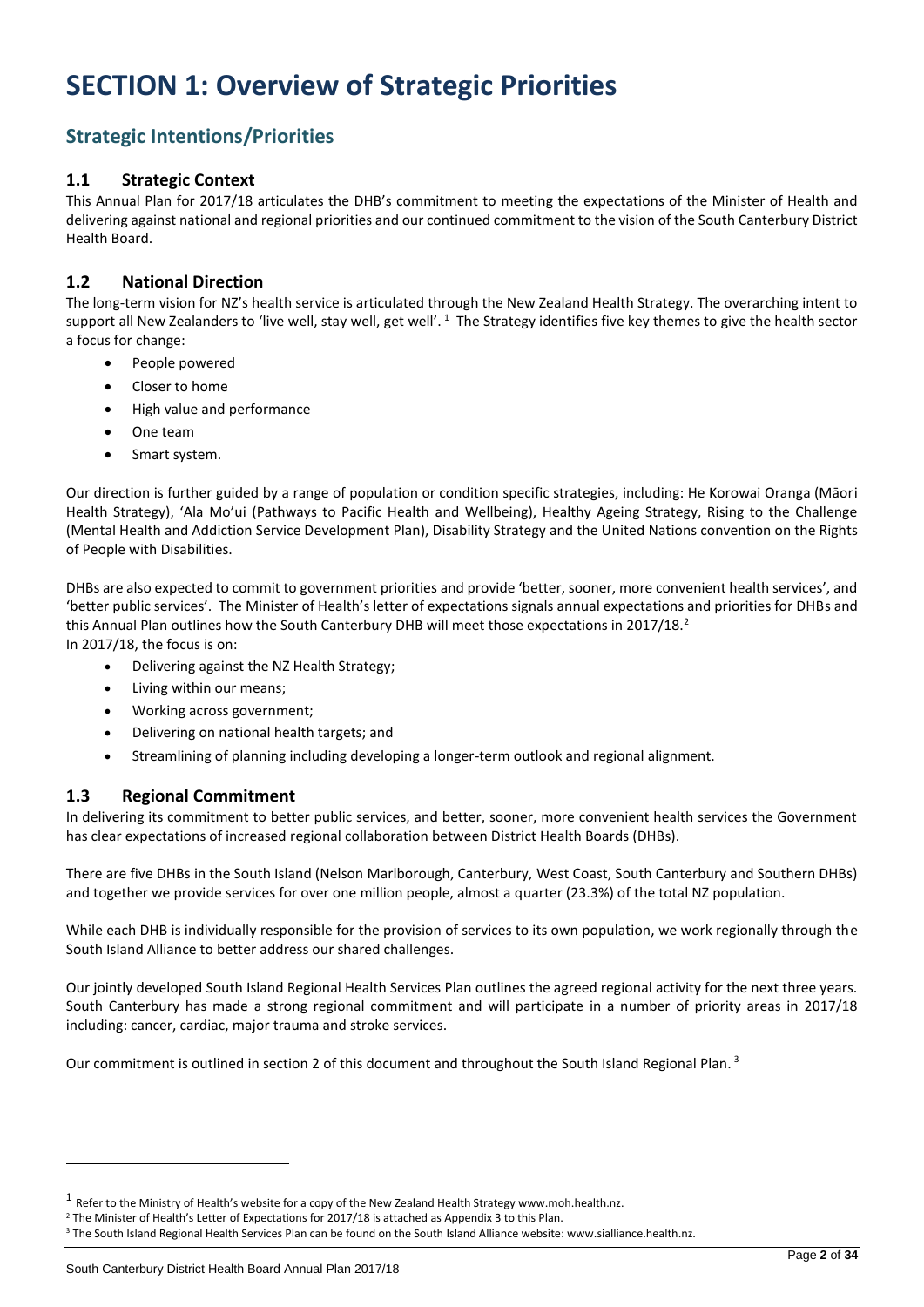# SECTION 1: Overview of Strategic Priorities

## Strategic Intentions/Priorities

### 1.1 Strategic Context

This Annual Plan for 2017/18 articulates the DHB's commitment to meeting the expectations of the Minister of Health and delivering against national and regional priorities and our continued commitment to the vision of the South Canterbury District Health Board.

### 1.2 National Direction

The long-term vision for NZ's health service is articulated through the New Zealand Health Strategy. The overarching intent to support all New Zealanders to 'live well, stay well, get well'. [1] The Strategy identifies five key themes to give the health sector a focus for change:

- People powered
- Closer to home
- High value and performance
- One team
- Smart system.

Our direction is further guided by a range of population or condition specific strategies, including: He Korowai Oranga (Māori Health Strategy), 'Ala Mo'ui (Pathways to Pacific Health and Wellbeing), Healthy Ageing Strategy, Rising to the Challenge (Mental Health and Addiction Service Development Plan), Disability Strategy and the United Nations convention on the Rights of People with Disabilities.

DHBs are also expected to commit to government priorities and provide 'better, sooner, more convenient health services', and 'better public services'. The Minister of Health's letter of expectations signals annual expectations and priorities for DHBs and this Annual Plan outlines how the South Canterbury DHB will meet those expectations in 2017/18.[2]
In 2017/18, the focus is on:

- Delivering against the NZ Health Strategy;
- Living within our means;
- Working across government;
- Delivering on national health targets; and
- Streamlining of planning including developing a longer-term outlook and regional alignment.

### 1.3 Regional Commitment

In delivering its commitment to better public services, and better, sooner, more convenient health services the Government has clear expectations of increased regional collaboration between District Health Boards (DHBs).

There are five DHBs in the South Island (Nelson Marlborough, Canterbury, West Coast, South Canterbury and Southern DHBs) and together we provide services for over one million people, almost a quarter (23.3%) of the total NZ population.

While each DHB is individually responsible for the provision of services to its own population, we work regionally through the South Island Alliance to better address our shared challenges.

Our jointly developed South Island Regional Health Services Plan outlines the agreed regional activity for the next three years. South Canterbury has made a strong regional commitment and will participate in a number of priority areas in 2017/18 including: cancer, cardiac, major trauma and stroke services.

Our commitment is outlined in section 2 of this document and throughout the South Island Regional Plan. [3]

---

[1] Refer to the Ministry of Health's website for a copy of the New Zealand Health Strategy www.moh.health.nz.

[2] The Minister of Health's Letter of Expectations for 2017/18 is attached as Appendix 3 to this Plan.

[3] The South Island Regional Health Services Plan can be found on the South Island Alliance website: www.sialliance.health.nz.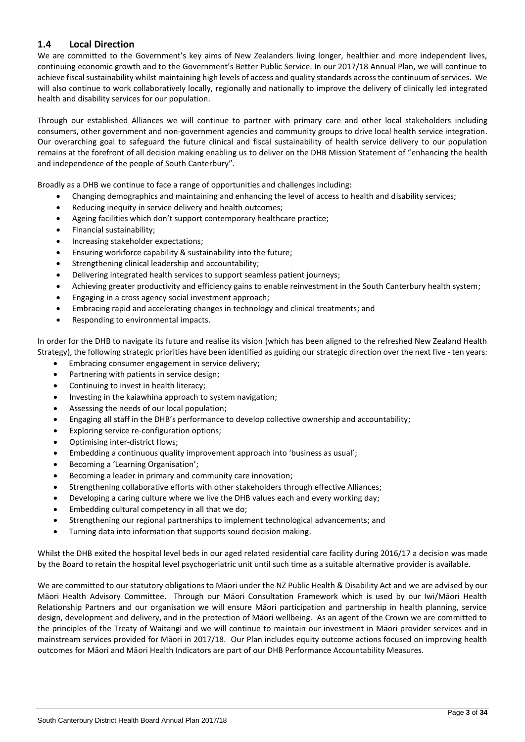## 1.4 Local Direction

We are committed to the Government's key aims of New Zealanders living longer, healthier and more independent lives, continuing economic growth and to the Government's Better Public Service. In our 2017/18 Annual Plan, we will continue to achieve fiscal sustainability whilst maintaining high levels of access and quality standards across the continuum of services. We will also continue to work collaboratively locally, regionally and nationally to improve the delivery of clinically led integrated health and disability services for our population.

Through our established Alliances we will continue to partner with primary care and other local stakeholders including consumers, other government and non-government agencies and community groups to drive local health service integration. Our overarching goal to safeguard the future clinical and fiscal sustainability of health service delivery to our population remains at the forefront of all decision making enabling us to deliver on the DHB Mission Statement of "enhancing the health and independence of the people of South Canterbury".

Broadly as a DHB we continue to face a range of opportunities and challenges including:

- Changing demographics and maintaining and enhancing the level of access to health and disability services;
- Reducing inequity in service delivery and health outcomes;
- Ageing facilities which don't support contemporary healthcare practice;
- Financial sustainability;
- Increasing stakeholder expectations;
- Ensuring workforce capability & sustainability into the future;
- Strengthening clinical leadership and accountability;
- Delivering integrated health services to support seamless patient journeys;
- Achieving greater productivity and efficiency gains to enable reinvestment in the South Canterbury health system;
- Engaging in a cross agency social investment approach;
- Embracing rapid and accelerating changes in technology and clinical treatments; and
- Responding to environmental impacts.

In order for the DHB to navigate its future and realise its vision (which has been aligned to the refreshed New Zealand Health Strategy), the following strategic priorities have been identified as guiding our strategic direction over the next five - ten years:

- Embracing consumer engagement in service delivery;
- Partnering with patients in service design;
- Continuing to invest in health literacy;
- Investing in the kaiawhina approach to system navigation;
- Assessing the needs of our local population;
- Engaging all staff in the DHB's performance to develop collective ownership and accountability;
- Exploring service re-configuration options;
- Optimising inter-district flows;
- Embedding a continuous quality improvement approach into 'business as usual';
- Becoming a 'Learning Organisation';
- Becoming a leader in primary and community care innovation;
- Strengthening collaborative efforts with other stakeholders through effective Alliances;
- Developing a caring culture where we live the DHB values each and every working day;
- Embedding cultural competency in all that we do;
- Strengthening our regional partnerships to implement technological advancements; and
- Turning data into information that supports sound decision making.

Whilst the DHB exited the hospital level beds in our aged related residential care facility during 2016/17 a decision was made by the Board to retain the hospital level psychogeriatric unit until such time as a suitable alternative provider is available.

We are committed to our statutory obligations to Māori under the NZ Public Health & Disability Act and we are advised by our Māori Health Advisory Committee. Through our Māori Consultation Framework which is used by our Iwi/Māori Health Relationship Partners and our organisation we will ensure Māori participation and partnership in health planning, service design, development and delivery, and in the protection of Māori wellbeing. As an agent of the Crown we are committed to the principles of the Treaty of Waitangi and we will continue to maintain our investment in Māori provider services and in mainstream services provided for Māori in 2017/18. Our Plan includes equity outcome actions focused on improving health outcomes for Māori and Māori Health Indicators are part of our DHB Performance Accountability Measures.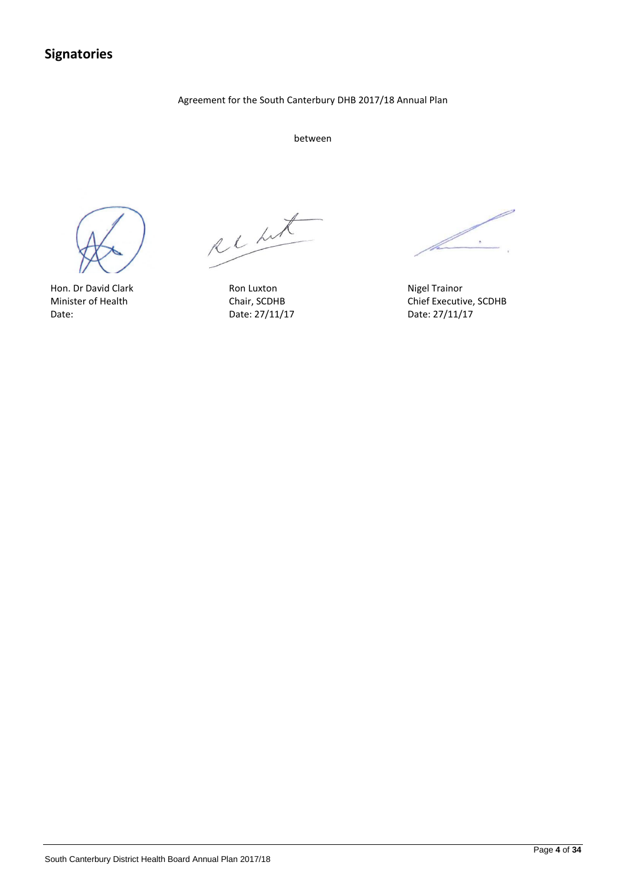## Signatories

Agreement for the South Canterbury DHB 2017/18 Annual Plan

between

| Hon. Dr David Clark | Ron Luxton | Nigel Trainor |
|---|---|---|
| Minister of Health | Chair, SCDHB | Chief Executive, SCDHB |
| Date: | Date: 27/11/17 | Date: 27/11/17 |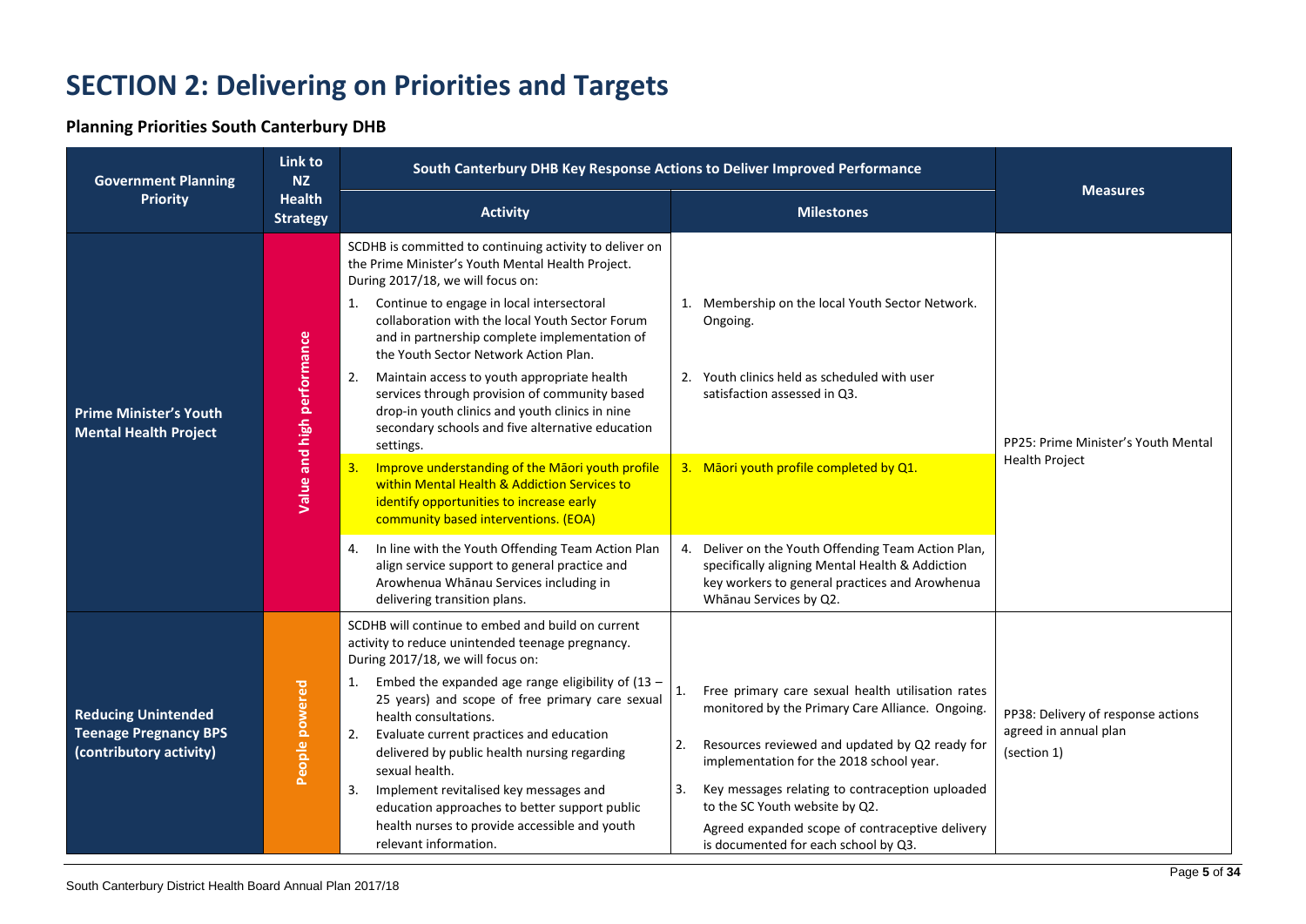# SECTION 2: Delivering on Priorities and Targets

## Planning Priorities South Canterbury DHB

| Government Planning Priority | Link to NZ Health Strategy | South Canterbury DHB Key Response Actions to Deliver Improved Performance | | Measures |
|---|---|---|---|---|
| | | **Activity** | **Milestones** | |
| **Prime Minister's Youth Mental Health Project** | Value and high performance | SCDHB is committed to continuing activity to deliver on the Prime Minister's Youth Mental Health Project. During 2017/18, we will focus on: | | PP25: Prime Minister's Youth Mental Health Project |
| | | 1. Continue to engage in local intersectoral collaboration with the local Youth Sector Forum and in partnership complete implementation of the Youth Sector Network Action Plan. | 1. Membership on the local Youth Sector Network. Ongoing. | |
| | | 2. Maintain access to youth appropriate health services through provision of community based drop-in youth clinics and youth clinics in nine secondary schools and five alternative education settings. | 2. Youth clinics held as scheduled with user satisfaction assessed in Q3. | |
| | | 3. Improve understanding of the Māori youth profile within Mental Health & Addiction Services to identify opportunities to increase early community based interventions. (EOA) | 3. Māori youth profile completed by Q1. | |
| | | 4. In line with the Youth Offending Team Action Plan align service support to general practice and Arowhenua Whānau Services including in delivering transition plans. | 4. Deliver on the Youth Offending Team Action Plan, specifically aligning Mental Health & Addiction key workers to general practices and Arowhenua Whānau Services by Q2. | |
| **Reducing Unintended Teenage Pregnancy BPS (contributory activity)** | People powered | SCDHB will continue to embed and build on current activity to reduce unintended teenage pregnancy. During 2017/18, we will focus on: | | PP38: Delivery of response actions agreed in annual plan (section 1) |
| | | 1. Embed the expanded age range eligibility of (13 – 25 years) and scope of free primary care sexual health consultations. | 1. Free primary care sexual health utilisation rates monitored by the Primary Care Alliance. Ongoing. | |
| | | 2. Evaluate current practices and education delivered by public health nursing regarding sexual health. | 2. Resources reviewed and updated by Q2 ready for implementation for the 2018 school year. | |
| | | 3. Implement revitalised key messages and education approaches to better support public health nurses to provide accessible and youth relevant information. | 3. Key messages relating to contraception uploaded to the SC Youth website by Q2. Agreed expanded scope of contraceptive delivery is documented for each school by Q3. | |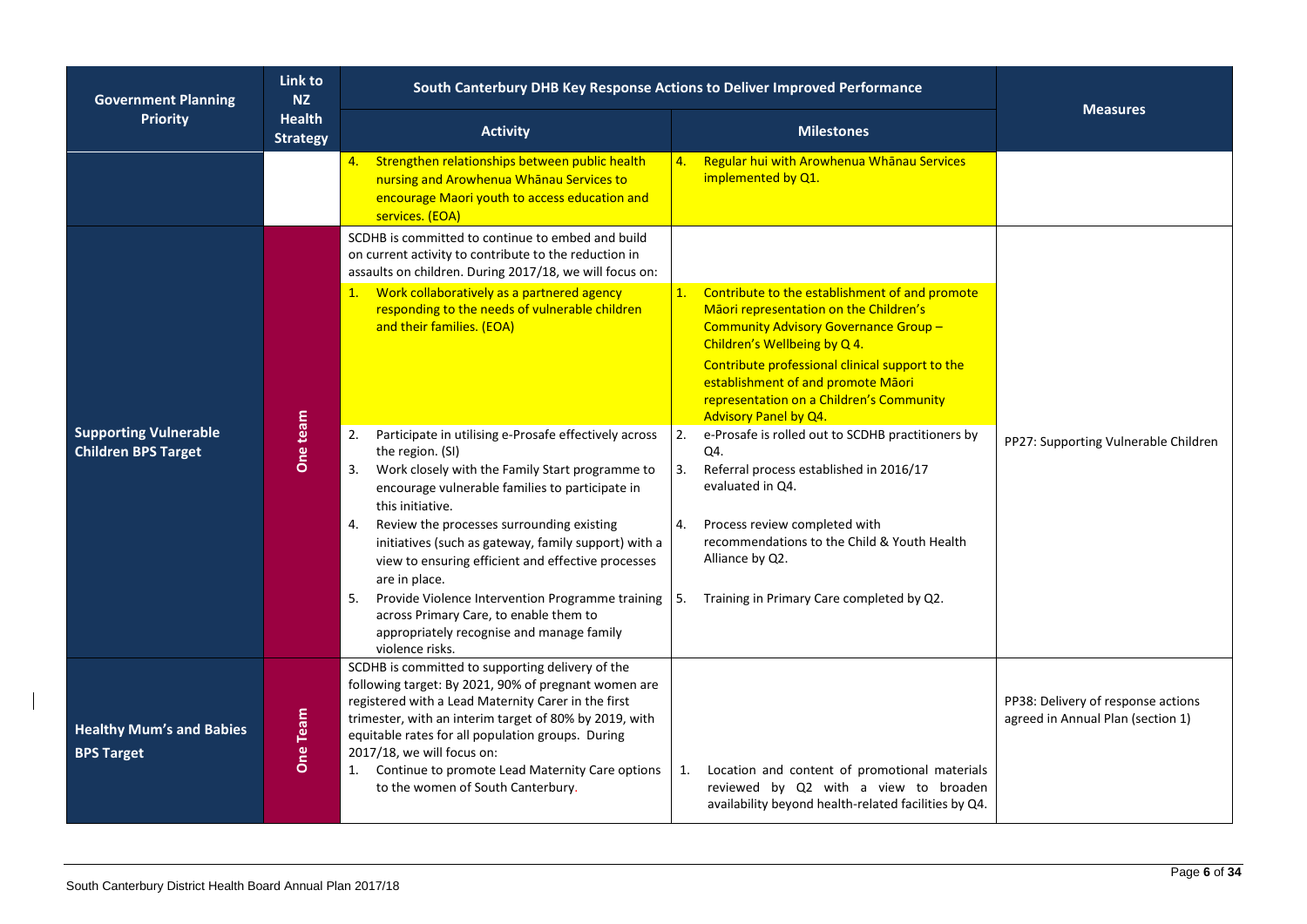| Government Planning Priority | Link to NZ Health Strategy | South Canterbury DHB Key Response Actions to Deliver Improved Performance | | Measures |
|---|---|---|---|---|
| | | **Activity** | **Milestones** | |
| | | 4. Strengthen relationships between public health nursing and Arowhenua Whānau Services to encourage Maori youth to access education and services. (EOA) | 4. Regular hui with Arowhenua Whānau Services implemented by Q1. | |
| **Supporting Vulnerable Children BPS Target** | One team | SCDHB is committed to continue to embed and build on current activity to contribute to the reduction in assaults on children. During 2017/18, we will focus on:<br>1. Work collaboratively as a partnered agency responding to the needs of vulnerable children and their families. (EOA)<br>2. Participate in utilising e-Prosafe effectively across the region. (SI)<br>3. Work closely with the Family Start programme to encourage vulnerable families to participate in this initiative.<br>4. Review the processes surrounding existing initiatives (such as gateway, family support) with a view to ensuring efficient and effective processes are in place.<br>5. Provide Violence Intervention Programme training across Primary Care, to enable them to appropriately recognise and manage family violence risks. | 1. Contribute to the establishment of and promote Māori representation on the Children's Community Advisory Governance Group – Children's Wellbeing by Q 4.<br>Contribute professional clinical support to the establishment of and promote Māori representation on a Children's Community Advisory Panel by Q4.<br>2. e-Prosafe is rolled out to SCDHB practitioners by Q4.<br>3. Referral process established in 2016/17 evaluated in Q4.<br>4. Process review completed with recommendations to the Child & Youth Health Alliance by Q2.<br>5. Training in Primary Care completed by Q2. | PP27: Supporting Vulnerable Children |
| **Healthy Mum's and Babies BPS Target** | One Team | SCDHB is committed to supporting delivery of the following target: By 2021, 90% of pregnant women are registered with a Lead Maternity Carer in the first trimester, with an interim target of 80% by 2019, with equitable rates for all population groups. During 2017/18, we will focus on:<br>1. Continue to promote Lead Maternity Care options to the women of South Canterbury. | 1. Location and content of promotional materials reviewed by Q2 with a view to broaden availability beyond health-related facilities by Q4. | PP38: Delivery of response actions agreed in Annual Plan (section 1) |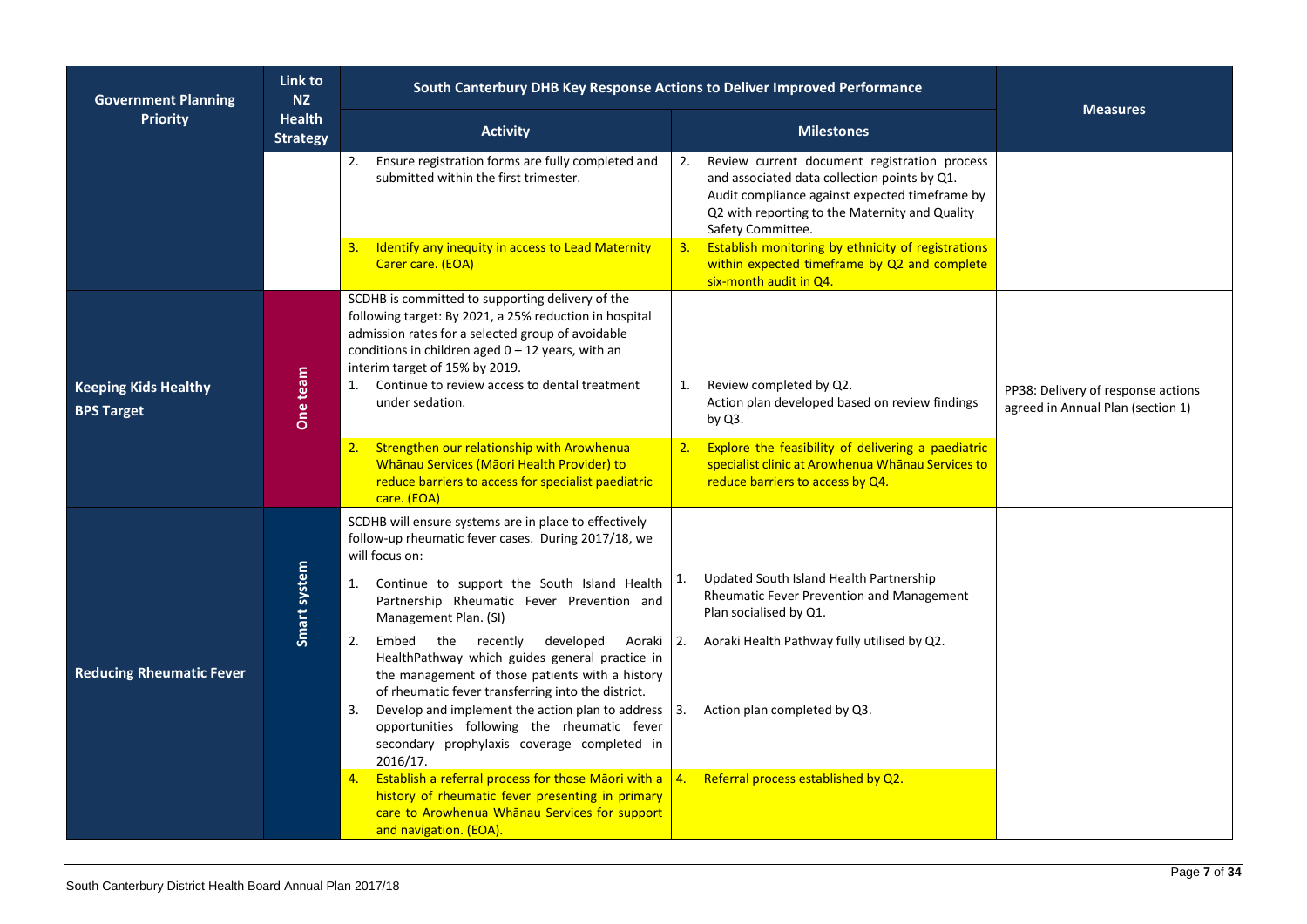| Government Planning Priority | Link to NZ Health Strategy | South Canterbury DHB Key Response Actions to Deliver Improved Performance | | Measures |
|---|---|---|---|---|
| | | **Activity** | **Milestones** | |
| | | 2. Ensure registration forms are fully completed and submitted within the first trimester. | 2. Review current document registration process and associated data collection points by Q1. Audit compliance against expected timeframe by Q2 with reporting to the Maternity and Quality Safety Committee. | |
| | | 3. Identify any inequity in access to Lead Maternity Carer care. (EOA) | 3. Establish monitoring by ethnicity of registrations within expected timeframe by Q2 and complete six-month audit in Q4. | |
| **Keeping Kids Healthy BPS Target** | One team | SCDHB is committed to supporting delivery of the following target: By 2021, a 25% reduction in hospital admission rates for a selected group of avoidable conditions in children aged 0 – 12 years, with an interim target of 15% by 2019.<br>1. Continue to review access to dental treatment under sedation. | 1. Review completed by Q2.<br>Action plan developed based on review findings by Q3. | PP38: Delivery of response actions agreed in Annual Plan (section 1) |
| | | 2. Strengthen our relationship with Arowhenua Whānau Services (Māori Health Provider) to reduce barriers to access for specialist paediatric care. (EOA) | 2. Explore the feasibility of delivering a paediatric specialist clinic at Arowhenua Whānau Services to reduce barriers to access by Q4. | |
| **Reducing Rheumatic Fever** | Smart system | SCDHB will ensure systems are in place to effectively follow-up rheumatic fever cases. During 2017/18, we will focus on:<br>1. Continue to support the South Island Health Partnership Rheumatic Fever Prevention and Management Plan. (SI) | 1. Updated South Island Health Partnership Rheumatic Fever Prevention and Management Plan socialised by Q1. | |
| | | 2. Embed the recently developed Aoraki HealthPathway which guides general practice in the management of those patients with a history of rheumatic fever transferring into the district. | 2. Aoraki Health Pathway fully utilised by Q2. | |
| | | 3. Develop and implement the action plan to address opportunities following the rheumatic fever secondary prophylaxis coverage completed in 2016/17. | 3. Action plan completed by Q3. | |
| | | 4. Establish a referral process for those Māori with a history of rheumatic fever presenting in primary care to Arowhenua Whānau Services for support and navigation. (EOA). | 4. Referral process established by Q2. | |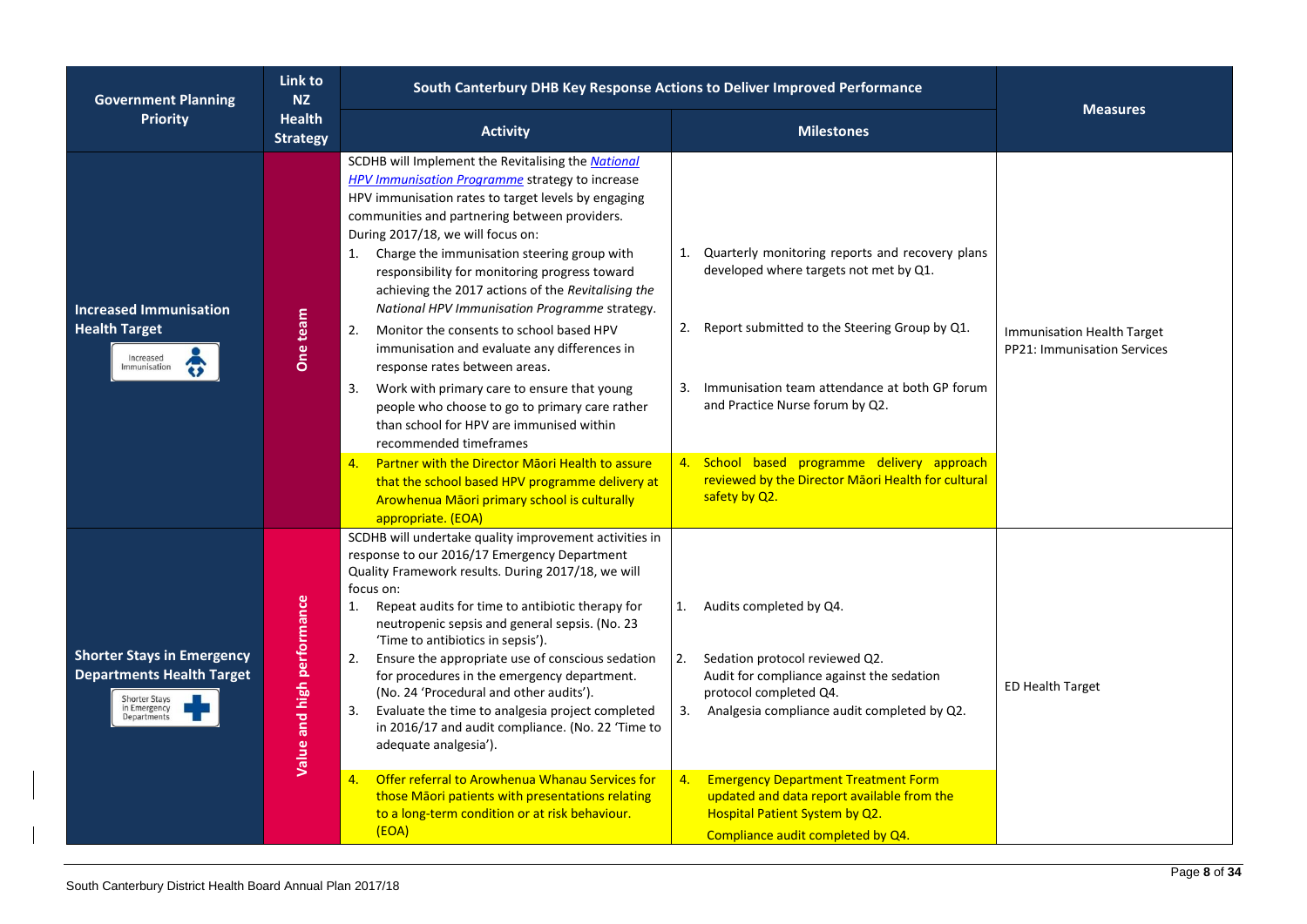| Government Planning Priority | Link to NZ Health Strategy | South Canterbury DHB Key Response Actions to Deliver Improved Performance | | Measures |
|---|---|---|---|---|
| | | **Activity** | **Milestones** | |
| **Increased Immunisation Health Target** Increased Immunisation | One team | SCDHB will Implement the Revitalising the *National HPV Immunisation Programme* strategy to increase HPV immunisation rates to target levels by engaging communities and partnering between providers. During 2017/18, we will focus on:<br>1. Charge the immunisation steering group with responsibility for monitoring progress toward achieving the 2017 actions of the *Revitalising the National HPV Immunisation Programme* strategy.<br>2. Monitor the consents to school based HPV immunisation and evaluate any differences in response rates between areas.<br>3. Work with primary care to ensure that young people who choose to go to primary care rather than school for HPV are immunised within recommended timeframes<br>4. Partner with the Director Māori Health to assure that the school based HPV programme delivery at Arowhenua Māori primary school is culturally appropriate. (EOA) | 1. Quarterly monitoring reports and recovery plans developed where targets not met by Q1.<br>2. Report submitted to the Steering Group by Q1.<br>3. Immunisation team attendance at both GP forum and Practice Nurse forum by Q2.<br>4. School based programme delivery approach reviewed by the Director Māori Health for cultural safety by Q2. | Immunisation Health Target<br>PP21: Immunisation Services |
| **Shorter Stays in Emergency Departments Health Target** Shorter Stays in Emergency Departments | Value and high performance | SCDHB will undertake quality improvement activities in response to our 2016/17 Emergency Department Quality Framework results. During 2017/18, we will focus on:<br>1. Repeat audits for time to antibiotic therapy for neutropenic sepsis and general sepsis. (No. 23 'Time to antibiotics in sepsis').<br>2. Ensure the appropriate use of conscious sedation for procedures in the emergency department. (No. 24 'Procedural and other audits').<br>3. Evaluate the time to analgesia project completed in 2016/17 and audit compliance. (No. 22 'Time to adequate analgesia').<br>4. Offer referral to Arowhenua Whanau Services for those Māori patients with presentations relating to a long-term condition or at risk behaviour. (EOA) | 1. Audits completed by Q4.<br>2. Sedation protocol reviewed Q2.<br>Audit for compliance against the sedation protocol completed Q4.<br>3. Analgesia compliance audit completed by Q2.<br>4. Emergency Department Treatment Form updated and data report available from the Hospital Patient System by Q2.<br>Compliance audit completed by Q4. | ED Health Target |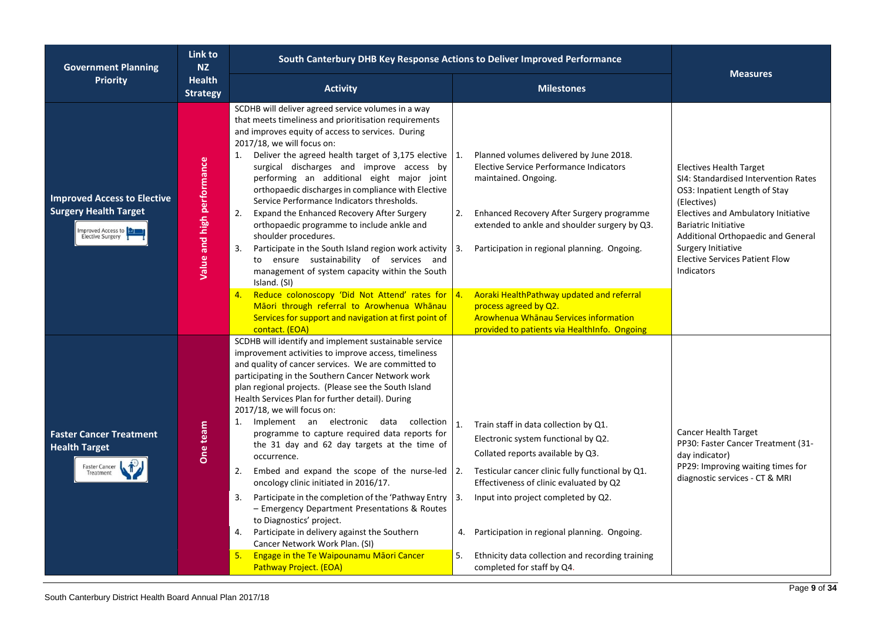| Government Planning Priority | Link to NZ Health Strategy | South Canterbury DHB Key Response Actions to Deliver Improved Performance | | Measures |
|---|---|---|---|---|
| | | **Activity** | **Milestones** | |
| **Improved Access to Elective Surgery Health Target** Improved Access to Elective Surgery | Value and high performance | SCDHB will deliver agreed service volumes in a way that meets timeliness and prioritisation requirements and improves equity of access to services. During 2017/18, we will focus on:<br>1. Deliver the agreed health target of 3,175 elective surgical discharges and improve access by performing an additional eight major joint orthopaedic discharges in compliance with Elective Service Performance Indicators thresholds.<br>2. Expand the Enhanced Recovery After Surgery orthopaedic programme to include ankle and shoulder procedures.<br>3. Participate in the South Island region work activity to ensure sustainability of services and management of system capacity within the South Island. (SI)<br>4. Reduce colonoscopy 'Did Not Attend' rates for Māori through referral to Arowhenua Whānau Services for support and navigation at first point of contact. (EOA) | 1. Planned volumes delivered by June 2018. Elective Service Performance Indicators maintained. Ongoing.<br>2. Enhanced Recovery After Surgery programme extended to ankle and shoulder surgery by Q3.<br>3. Participation in regional planning. Ongoing.<br>4. Aoraki HealthPathway updated and referral process agreed by Q2. Arowhenua Whānau Services information provided to patients via HealthInfo. Ongoing | Electives Health Target<br>SI4: Standardised Intervention Rates<br>OS3: Inpatient Length of Stay (Electives)<br>Electives and Ambulatory Initiative<br>Bariatric Initiative<br>Additional Orthopaedic and General Surgery Initiative<br>Elective Services Patient Flow Indicators |
| **Faster Cancer Treatment Health Target** Faster Cancer Treatment | One team | SCDHB will identify and implement sustainable service improvement activities to improve access, timeliness and quality of cancer services. We are committed to participating in the Southern Cancer Network work plan regional projects. (Please see the South Island Health Services Plan for further detail). During 2017/18, we will focus on:<br>1. Implement an electronic data collection programme to capture required data reports for the 31 day and 62 day targets at the time of occurrence.<br>2. Embed and expand the scope of the nurse-led oncology clinic initiated in 2016/17.<br>3. Participate in the completion of the 'Pathway Entry – Emergency Department Presentations & Routes to Diagnostics' project.<br>4. Participate in delivery against the Southern Cancer Network Work Plan. (SI)<br>5. Engage in the Te Waipounamu Māori Cancer Pathway Project. (EOA) | 1. Train staff in data collection by Q1. Electronic system functional by Q2. Collated reports available by Q3.<br>2. Testicular cancer clinic fully functional by Q1. Effectiveness of clinic evaluated by Q2<br>3. Input into project completed by Q2.<br>4. Participation in regional planning. Ongoing.<br>5. Ethnicity data collection and recording training completed for staff by Q4. | Cancer Health Target<br>PP30: Faster Cancer Treatment (31-day indicator)<br>PP29: Improving waiting times for diagnostic services - CT & MRI |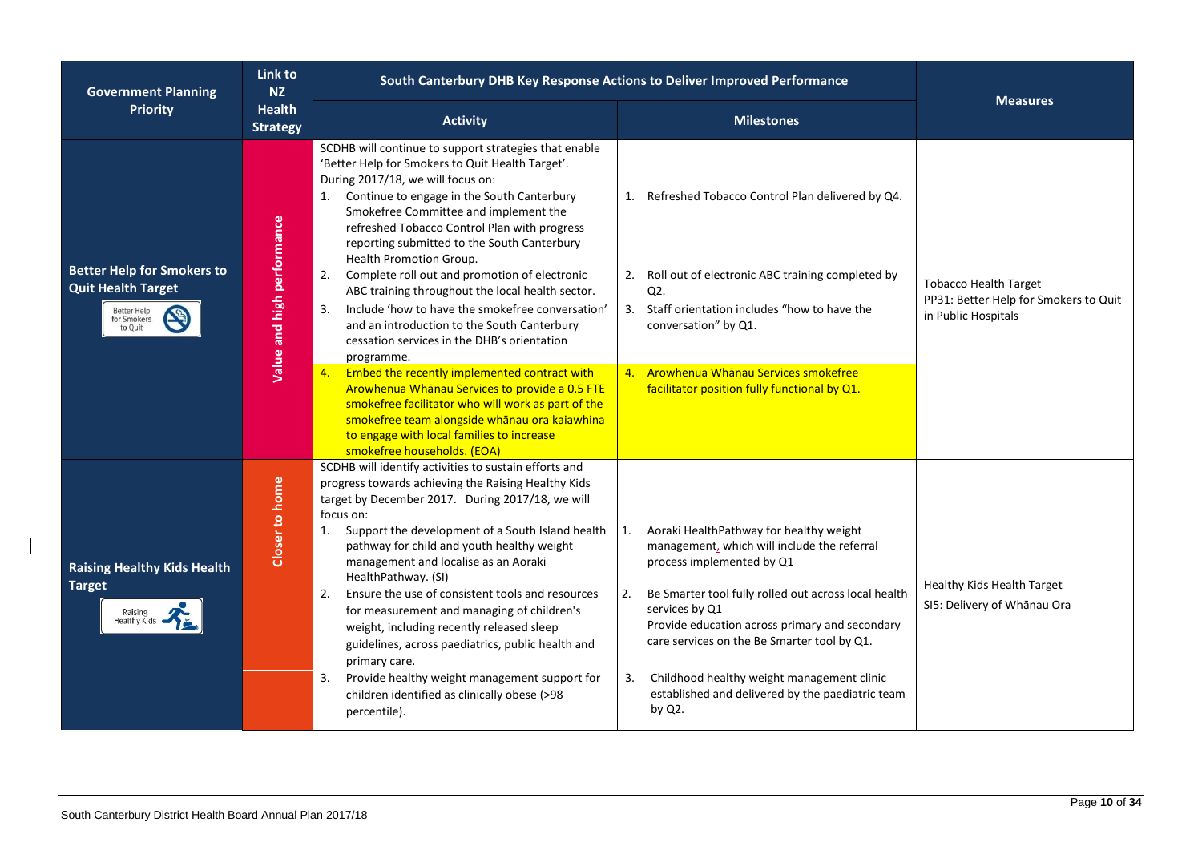| Government Planning Priority | Link to NZ Health Strategy | South Canterbury DHB Key Response Actions to Deliver Improved Performance | | Measures |
|---|---|---|---|---|
| | | **Activity** | **Milestones** | |
| **Better Help for Smokers to Quit Health Target** | Value and high performance | SCDHB will continue to support strategies that enable 'Better Help for Smokers to Quit Health Target'. During 2017/18, we will focus on:<br>1. Continue to engage in the South Canterbury Smokefree Committee and implement the refreshed Tobacco Control Plan with progress reporting submitted to the South Canterbury Health Promotion Group.<br>2. Complete roll out and promotion of electronic ABC training throughout the local health sector.<br>3. Include 'how to have the smokefree conversation' and an introduction to the South Canterbury cessation services in the DHB's orientation programme.<br>4. Embed the recently implemented contract with Arowhenua Whānau Services to provide a 0.5 FTE smokefree facilitator who will work as part of the smokefree team alongside whānau ora kaiawhina to engage with local families to increase smokefree households. (EOA) | 1. Refreshed Tobacco Control Plan delivered by Q4.<br>2. Roll out of electronic ABC training completed by Q2.<br>3. Staff orientation includes "how to have the conversation" by Q1.<br>4. Arowhenua Whānau Services smokefree facilitator position fully functional by Q1. | Tobacco Health Target<br>PP31: Better Help for Smokers to Quit in Public Hospitals |
| **Raising Healthy Kids Health Target** | Closer to home | SCDHB will identify activities to sustain efforts and progress towards achieving the Raising Healthy Kids target by December 2017. During 2017/18, we will focus on:<br>1. Support the development of a South Island health pathway for child and youth healthy weight management and localise as an Aoraki HealthPathway. (SI)<br>2. Ensure the use of consistent tools and resources for measurement and managing of children's weight, including recently released sleep guidelines, across paediatrics, public health and primary care.<br>3. Provide healthy weight management support for children identified as clinically obese (>98 percentile). | 1. Aoraki HealthPathway for healthy weight management, which will include the referral process implemented by Q1<br>2. Be Smarter tool fully rolled out across local health services by Q1<br>Provide education across primary and secondary care services on the Be Smarter tool by Q1.<br>3. Childhood healthy weight management clinic established and delivered by the paediatric team by Q2. | Healthy Kids Health Target<br>SI5: Delivery of Whānau Ora |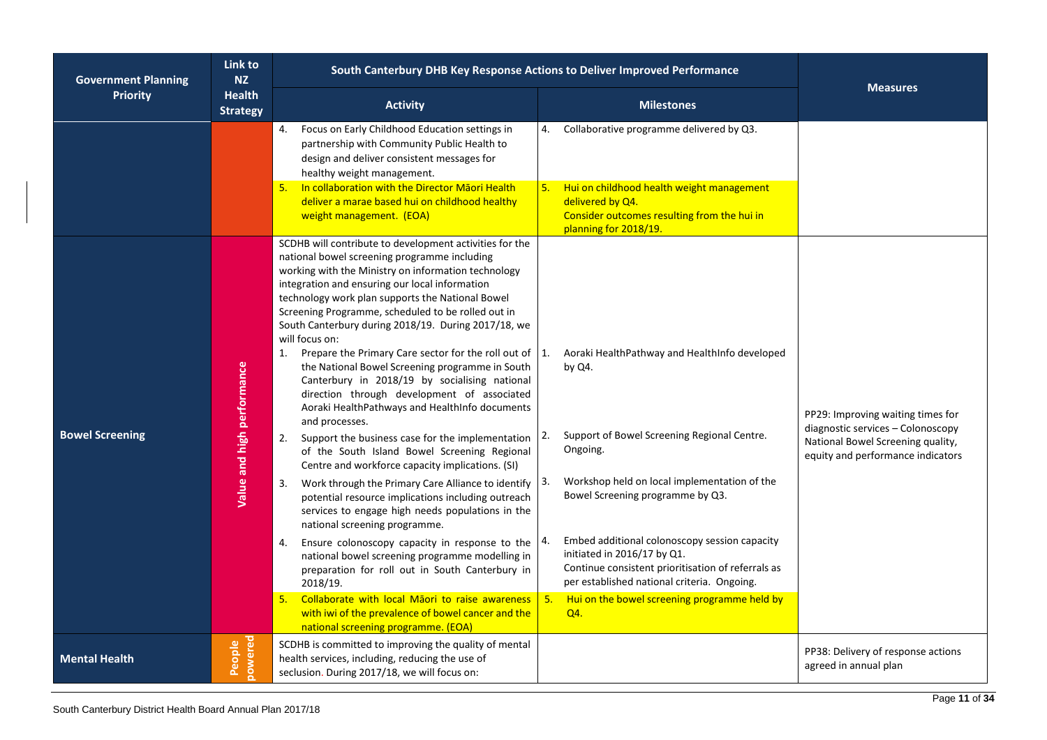| Government Planning Priority | Link to NZ Health Strategy | South Canterbury DHB Key Response Actions to Deliver Improved Performance | | Measures |
|---|---|---|---|---|
| | | **Activity** | **Milestones** | |
| | | 4. Focus on Early Childhood Education settings in partnership with Community Public Health to design and deliver consistent messages for healthy weight management.<br>5. In collaboration with the Director Māori Health deliver a marae based hui on childhood healthy weight management. (EOA) | 4. Collaborative programme delivered by Q3.<br>5. Hui on childhood health weight management delivered by Q4. Consider outcomes resulting from the hui in planning for 2018/19. | |
| **Bowel Screening** | Value and high performance | SCDHB will contribute to development activities for the national bowel screening programme including working with the Ministry on information technology integration and ensuring our local information technology work plan supports the National Bowel Screening Programme, scheduled to be rolled out in South Canterbury during 2018/19. During 2017/18, we will focus on:<br>1. Prepare the Primary Care sector for the roll out of the National Bowel Screening programme in South Canterbury in 2018/19 by socialising national direction through development of associated Aoraki HealthPathways and HealthInfo documents and processes.<br>2. Support the business case for the implementation of the South Island Bowel Screening Regional Centre and workforce capacity implications. (SI)<br>3. Work through the Primary Care Alliance to identify potential resource implications including outreach services to engage high needs populations in the national screening programme.<br>4. Ensure colonoscopy capacity in response to the national bowel screening programme modelling in preparation for roll out in South Canterbury in 2018/19.<br>5. Collaborate with local Māori to raise awareness with iwi of the prevalence of bowel cancer and the national screening programme. (EOA) | 1. Aoraki HealthPathway and HealthInfo developed by Q4.<br>2. Support of Bowel Screening Regional Centre. Ongoing.<br>3. Workshop held on local implementation of the Bowel Screening programme by Q3.<br>4. Embed additional colonoscopy session capacity initiated in 2016/17 by Q1. Continue consistent prioritisation of referrals as per established national criteria. Ongoing.<br>5. Hui on the bowel screening programme held by Q4. | PP29: Improving waiting times for diagnostic services – Colonoscopy<br>National Bowel Screening quality, equity and performance indicators |
| **Mental Health** | People powered | SCDHB is committed to improving the quality of mental health services, including, reducing the use of seclusion. During 2017/18, we will focus on: | | PP38: Delivery of response actions agreed in annual plan |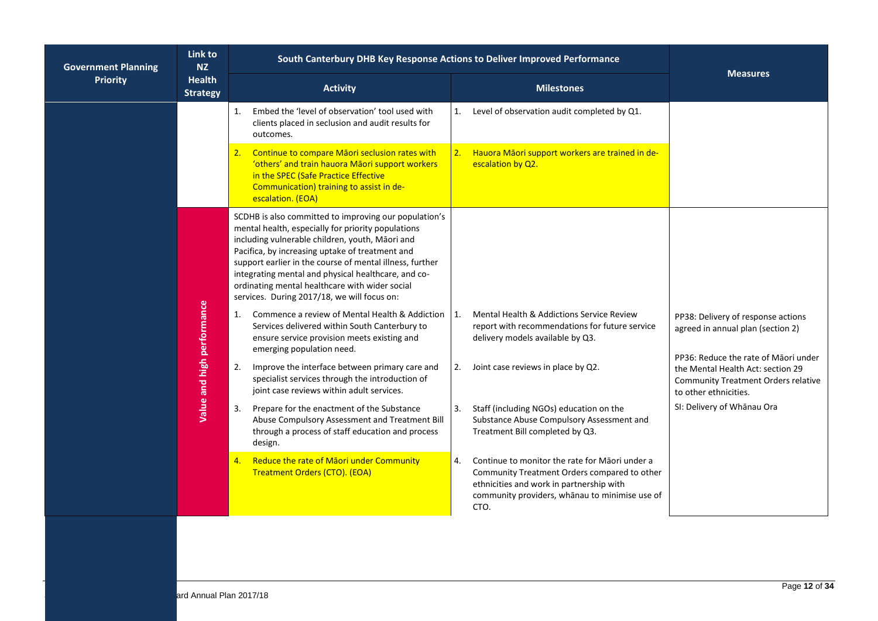| Government Planning Priority | Link to NZ Health Strategy | South Canterbury DHB Key Response Actions to Deliver Improved Performance | | Measures |
|---|---|---|---|---|
| | | **Activity** | **Milestones** | |
| | | 1. Embed the 'level of observation' tool used with clients placed in seclusion and audit results for outcomes. | 1. Level of observation audit completed by Q1. | |
| | | 2. Continue to compare Māori seclusion rates with 'others' and train hauora Māori support workers in the SPEC (Safe Practice Effective Communication) training to assist in de-escalation. (EOA) | 2. Hauora Māori support workers are trained in de-escalation by Q2. | |
| | Value and high performance | SCDHB is also committed to improving our population's mental health, especially for priority populations including vulnerable children, youth, Māori and Pacifica, by increasing uptake of treatment and support earlier in the course of mental illness, further integrating mental and physical healthcare, and co-ordinating mental healthcare with wider social services. During 2017/18, we will focus on: | | PP38: Delivery of response actions agreed in annual plan (section 2)<br><br>PP36: Reduce the rate of Māori under the Mental Health Act: section 29 Community Treatment Orders relative to other ethnicities.<br><br>SI: Delivery of Whānau Ora |
| | | 1. Commence a review of Mental Health & Addiction Services delivered within South Canterbury to ensure service provision meets existing and emerging population need. | 1. Mental Health & Addictions Service Review report with recommendations for future service delivery models available by Q3. | |
| | | 2. Improve the interface between primary care and specialist services through the introduction of joint case reviews within adult services. | 2. Joint case reviews in place by Q2. | |
| | | 3. Prepare for the enactment of the Substance Abuse Compulsory Assessment and Treatment Bill through a process of staff education and process design. | 3. Staff (including NGOs) education on the Substance Abuse Compulsory Assessment and Treatment Bill completed by Q3. | |
| | | 4. Reduce the rate of Māori under Community Treatment Orders (CTO). (EOA) | 4. Continue to monitor the rate for Māori under a Community Treatment Orders compared to other ethnicities and work in partnership with community providers, whānau to minimise use of CTO. | |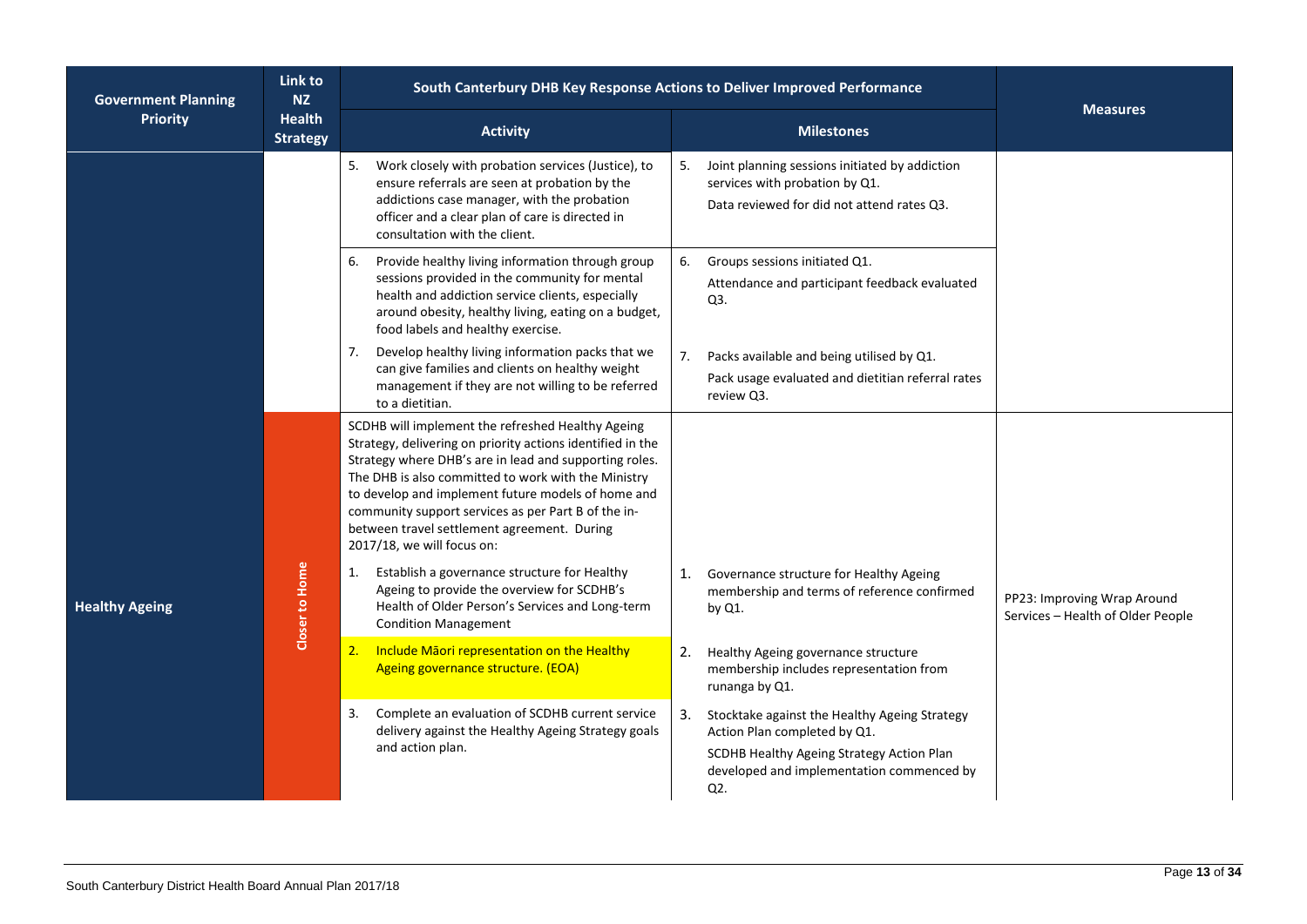| Government Planning Priority | Link to NZ Health Strategy | South Canterbury DHB Key Response Actions to Deliver Improved Performance | | Measures |
|---|---|---|---|---|
| | | **Activity** | **Milestones** | |
| | | 5. Work closely with probation services (Justice), to ensure referrals are seen at probation by the addictions case manager, with the probation officer and a clear plan of care is directed in consultation with the client. | 5. Joint planning sessions initiated by addiction services with probation by Q1.<br>Data reviewed for did not attend rates Q3. | |
| | | 6. Provide healthy living information through group sessions provided in the community for mental health and addiction service clients, especially around obesity, healthy living, eating on a budget, food labels and healthy exercise. | 6. Groups sessions initiated Q1.<br>Attendance and participant feedback evaluated Q3. | |
| | | 7. Develop healthy living information packs that we can give families and clients on healthy weight management if they are not willing to be referred to a dietitian. | 7. Packs available and being utilised by Q1.<br>Pack usage evaluated and dietitian referral rates review Q3. | |
| **Healthy Ageing** | Closer to Home | SCDHB will implement the refreshed Healthy Ageing Strategy, delivering on priority actions identified in the Strategy where DHB's are in lead and supporting roles. The DHB is also committed to work with the Ministry to develop and implement future models of home and community support services as per Part B of the in-between travel settlement agreement. During 2017/18, we will focus on: | | PP23: Improving Wrap Around Services – Health of Older People |
| | | 1. Establish a governance structure for Healthy Ageing to provide the overview for SCDHB's Health of Older Person's Services and Long-term Condition Management | 1. Governance structure for Healthy Ageing membership and terms of reference confirmed by Q1. | |
| | | 2. Include Māori representation on the Healthy Ageing governance structure. (EOA) | 2. Healthy Ageing governance structure membership includes representation from runanga by Q1. | |
| | | 3. Complete an evaluation of SCDHB current service delivery against the Healthy Ageing Strategy goals and action plan. | 3. Stocktake against the Healthy Ageing Strategy Action Plan completed by Q1.<br>SCDHB Healthy Ageing Strategy Action Plan developed and implementation commenced by Q2. | |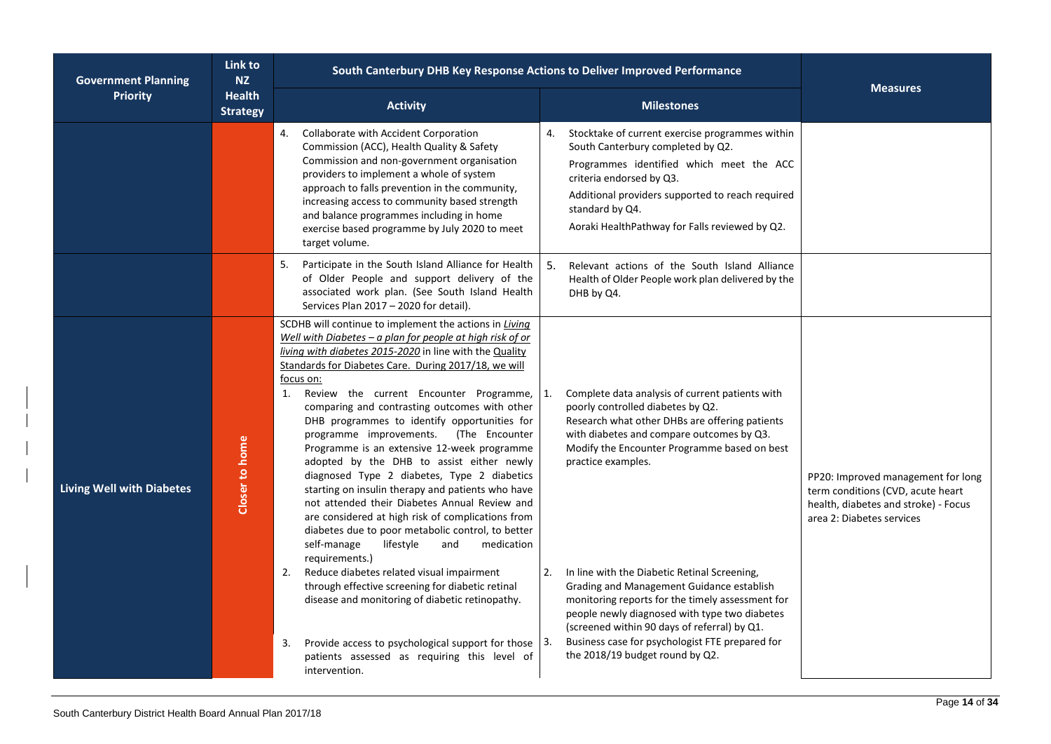| Government Planning Priority | Link to NZ Health Strategy | South Canterbury DHB Key Response Actions to Deliver Improved Performance | | Measures |
|---|---|---|---|---|
| | | **Activity** | **Milestones** | |
| | | 4. Collaborate with Accident Corporation Commission (ACC), Health Quality & Safety Commission and non-government organisation providers to implement a whole of system approach to falls prevention in the community, increasing access to community based strength and balance programmes including in home exercise based programme by July 2020 to meet target volume. | 4. Stocktake of current exercise programmes within South Canterbury completed by Q2.<br>Programmes identified which meet the ACC criteria endorsed by Q3.<br>Additional providers supported to reach required standard by Q4.<br>Aoraki HealthPathway for Falls reviewed by Q2. | |
| | | 5. Participate in the South Island Alliance for Health of Older People and support delivery of the associated work plan. (See South Island Health Services Plan 2017 – 2020 for detail). | 5. Relevant actions of the South Island Alliance Health of Older People work plan delivered by the DHB by Q4. | |
| **Living Well with Diabetes** | Closer to home | SCDHB will continue to implement the actions in _Living Well with Diabetes – a plan for people at high risk of or living with diabetes 2015-2020_ in line with the Quality Standards for Diabetes Care. During 2017/18, we will focus on:<br>1. Review the current Encounter Programme, comparing and contrasting outcomes with other DHB programmes to identify opportunities for programme improvements. (The Encounter Programme is an extensive 12-week programme adopted by the DHB to assist either newly diagnosed Type 2 diabetes, Type 2 diabetics starting on insulin therapy and patients who have not attended their Diabetes Annual Review and are considered at high risk of complications from diabetes due to poor metabolic control, to better self-manage lifestyle and medication requirements.)<br>2. Reduce diabetes related visual impairment through effective screening for diabetic retinal disease and monitoring of diabetic retinopathy.<br>3. Provide access to psychological support for those patients assessed as requiring this level of intervention. | 1. Complete data analysis of current patients with poorly controlled diabetes by Q2.<br>Research what other DHBs are offering patients with diabetes and compare outcomes by Q3.<br>Modify the Encounter Programme based on best practice examples.<br>2. In line with the Diabetic Retinal Screening, Grading and Management Guidance establish monitoring reports for the timely assessment for people newly diagnosed with type two diabetes (screened within 90 days of referral) by Q1.<br>3. Business case for psychologist FTE prepared for the 2018/19 budget round by Q2. | PP20: Improved management for long term conditions (CVD, acute heart health, diabetes and stroke) - Focus area 2: Diabetes services |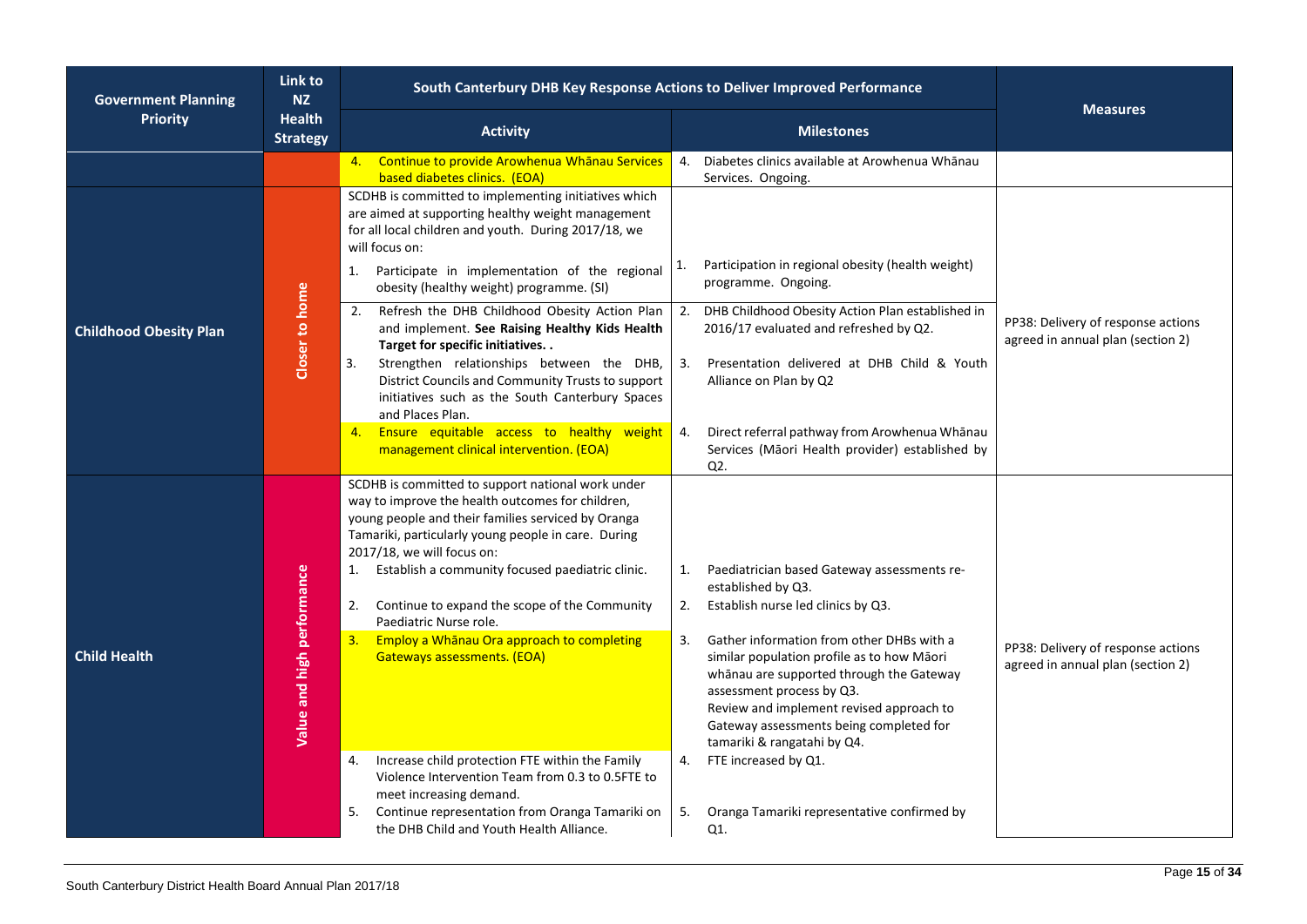| Government Planning Priority | Link to NZ Health Strategy | South Canterbury DHB Key Response Actions to Deliver Improved Performance | | Measures |
|---|---|---|---|---|
| | | **Activity** | **Milestones** | |
| | | 4. Continue to provide Arowhenua Whānau Services based diabetes clinics. (EOA) | 4. Diabetes clinics available at Arowhenua Whānau Services. Ongoing. | |
| **Childhood Obesity Plan** | Closer to home | SCDHB is committed to implementing initiatives which are aimed at supporting healthy weight management for all local children and youth. During 2017/18, we will focus on:<br>1. Participate in implementation of the regional obesity (healthy weight) programme. (SI)<br>2. Refresh the DHB Childhood Obesity Action Plan and implement. **See Raising Healthy Kids Health Target for specific initiatives. .**<br>3. Strengthen relationships between the DHB, District Councils and Community Trusts to support initiatives such as the South Canterbury Spaces and Places Plan.<br>4. Ensure equitable access to healthy weight management clinical intervention. (EOA) | 1. Participation in regional obesity (health weight) programme. Ongoing.<br>2. DHB Childhood Obesity Action Plan established in 2016/17 evaluated and refreshed by Q2.<br>3. Presentation delivered at DHB Child & Youth Alliance on Plan by Q2<br>4. Direct referral pathway from Arowhenua Whānau Services (Māori Health provider) established by Q2. | PP38: Delivery of response actions agreed in annual plan (section 2) |
| **Child Health** | Value and high performance | SCDHB is committed to support national work under way to improve the health outcomes for children, young people and their families serviced by Oranga Tamariki, particularly young people in care. During 2017/18, we will focus on:<br>1. Establish a community focused paediatric clinic.<br>2. Continue to expand the scope of the Community Paediatric Nurse role.<br>3. Employ a Whānau Ora approach to completing Gateways assessments. (EOA)<br>4. Increase child protection FTE within the Family Violence Intervention Team from 0.3 to 0.5FTE to meet increasing demand.<br>5. Continue representation from Oranga Tamariki on the DHB Child and Youth Health Alliance. | 1. Paediatrician based Gateway assessments re-established by Q3.<br>2. Establish nurse led clinics by Q3.<br>3. Gather information from other DHBs with a similar population profile as to how Māori whānau are supported through the Gateway assessment process by Q3.<br>Review and implement revised approach to Gateway assessments being completed for tamariki & rangatahi by Q4.<br>4. FTE increased by Q1.<br>5. Oranga Tamariki representative confirmed by Q1. | PP38: Delivery of response actions agreed in annual plan (section 2) |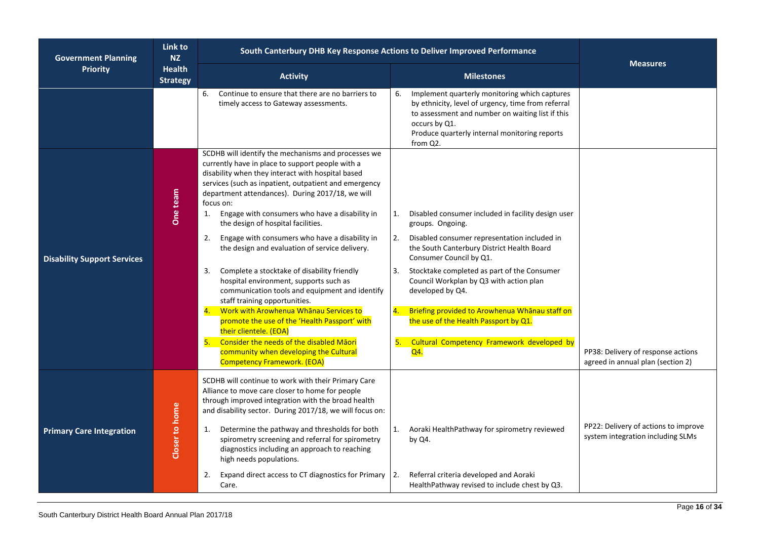| Government Planning Priority | Link to NZ Health Strategy | South Canterbury DHB Key Response Actions to Deliver Improved Performance | | Measures |
|---|---|---|---|---|
| | | **Activity** | **Milestones** | |
| | | 6. Continue to ensure that there are no barriers to timely access to Gateway assessments. | 6. Implement quarterly monitoring which captures by ethnicity, level of urgency, time from referral to assessment and number on waiting list if this occurs by Q1. Produce quarterly internal monitoring reports from Q2. | |
| **Disability Support Services** | One team | SCDHB will identify the mechanisms and processes we currently have in place to support people with a disability when they interact with hospital based services (such as inpatient, outpatient and emergency department attendances). During 2017/18, we will focus on:<br>1. Engage with consumers who have a disability in the design of hospital facilities.<br>2. Engage with consumers who have a disability in the design and evaluation of service delivery.<br>3. Complete a stocktake of disability friendly hospital environment, supports such as communication tools and equipment and identify staff training opportunities.<br>4. Work with Arowhenua Whānau Services to promote the use of the 'Health Passport' with their clientele. (EOA)<br>5. Consider the needs of the disabled Māori community when developing the Cultural Competency Framework. (EOA) | 1. Disabled consumer included in facility design user groups. Ongoing.<br>2. Disabled consumer representation included in the South Canterbury District Health Board Consumer Council by Q1.<br>3. Stocktake completed as part of the Consumer Council Workplan by Q3 with action plan developed by Q4.<br>4. Briefing provided to Arowhenua Whānau staff on the use of the Health Passport by Q1.<br>5. Cultural Competency Framework developed by Q4. | PP38: Delivery of response actions agreed in annual plan (section 2) |
| **Primary Care Integration** | Closer to home | SCDHB will continue to work with their Primary Care Alliance to move care closer to home for people through improved integration with the broad health and disability sector. During 2017/18, we will focus on:<br>1. Determine the pathway and thresholds for both spirometry screening and referral for spirometry diagnostics including an approach to reaching high needs populations.<br>2. Expand direct access to CT diagnostics for Primary Care. | 1. Aoraki HealthPathway for spirometry reviewed by Q4.<br>2. Referral criteria developed and Aoraki HealthPathway revised to include chest by Q3. | PP22: Delivery of actions to improve system integration including SLMs |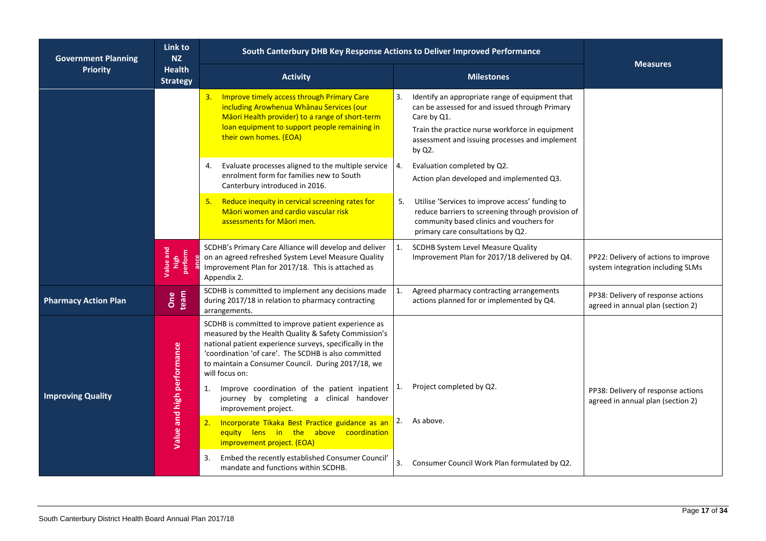| Government Planning Priority | Link to NZ Health Strategy | South Canterbury DHB Key Response Actions to Deliver Improved Performance | | Measures |
|---|---|---|---|---|
| | | **Activity** | **Milestones** | |
| | | 3. Improve timely access through Primary Care including Arowhenua Whānau Services (our Māori Health provider) to a range of short-term loan equipment to support people remaining in their own homes. (EOA) | 3. Identify an appropriate range of equipment that can be assessed for and issued through Primary Care by Q1.<br>Train the practice nurse workforce in equipment assessment and issuing processes and implement by Q2. | |
| | | 4. Evaluate processes aligned to the multiple service enrolment form for families new to South Canterbury introduced in 2016. | 4. Evaluation completed by Q2.<br>Action plan developed and implemented Q3. | |
| | | 5. Reduce inequity in cervical screening rates for Māori women and cardio vascular risk assessments for Māori men. | 5. Utilise 'Services to improve access' funding to reduce barriers to screening through provision of community based clinics and vouchers for primary care consultations by Q2. | |
| | Value and high performance | SCDHB's Primary Care Alliance will develop and deliver on an agreed refreshed System Level Measure Quality Improvement Plan for 2017/18. This is attached as Appendix 2. | 1. SCDHB System Level Measure Quality Improvement Plan for 2017/18 delivered by Q4. | PP22: Delivery of actions to improve system integration including SLMs |
| **Pharmacy Action Plan** | One team | SCDHB is committed to implement any decisions made during 2017/18 in relation to pharmacy contracting arrangements. | 1. Agreed pharmacy contracting arrangements actions planned for or implemented by Q4. | PP38: Delivery of response actions agreed in annual plan (section 2) |
| **Improving Quality** | Value and high performance | SCDHB is committed to improve patient experience as measured by the Health Quality & Safety Commission's national patient experience surveys, specifically in the 'coordination 'of care'. The SCDHB is also committed to maintain a Consumer Council. During 2017/18, we will focus on:<br>1. Improve coordination of the patient inpatient journey by completing a clinical handover improvement project.<br>2. Incorporate Tikaka Best Practice guidance as an equity lens in the above coordination improvement project. (EOA)<br>3. Embed the recently established Consumer Council' mandate and functions within SCDHB. | 1. Project completed by Q2.<br>2. As above.<br>3. Consumer Council Work Plan formulated by Q2. | PP38: Delivery of response actions agreed in annual plan (section 2) |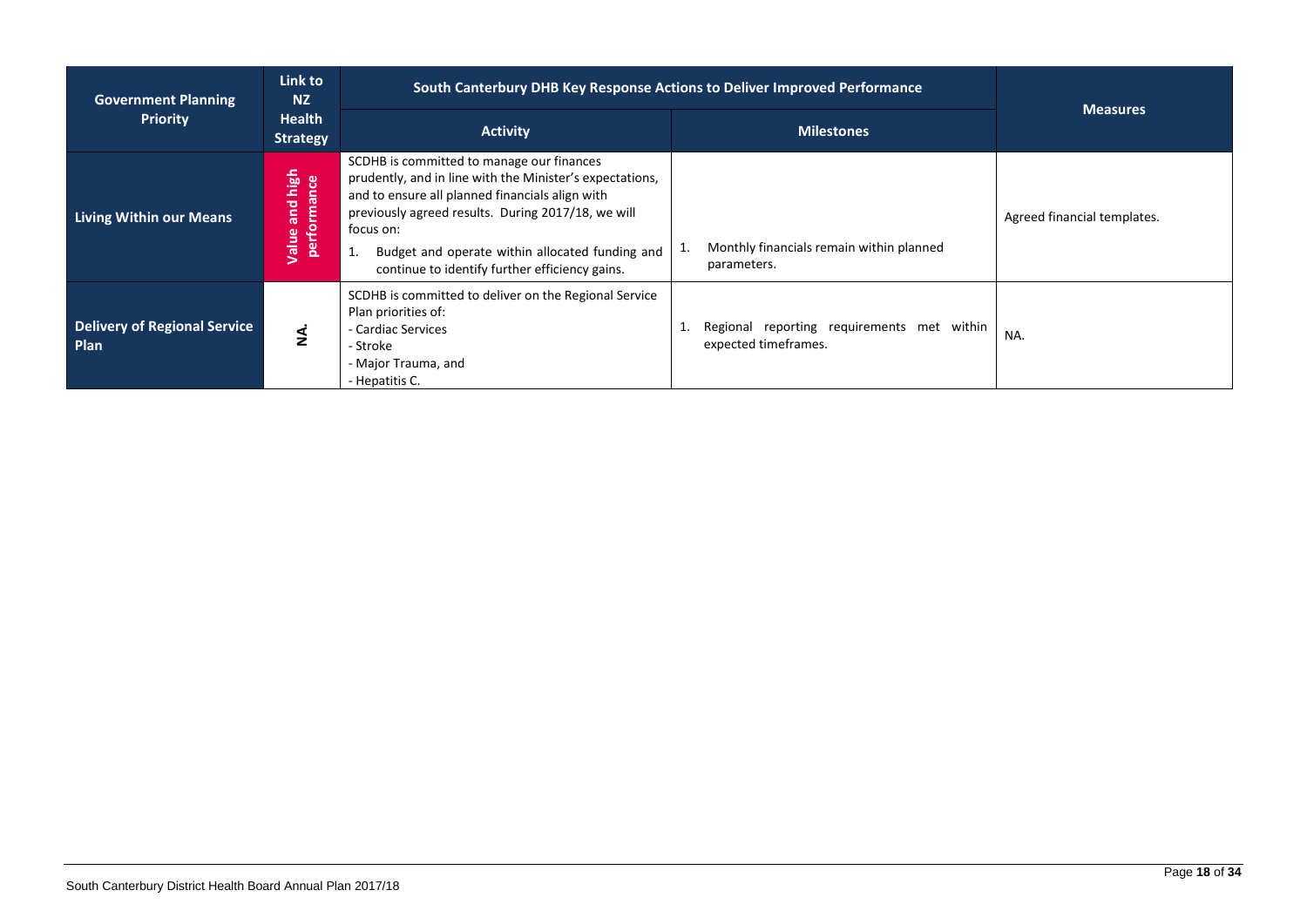| Government Planning Priority | Link to NZ Health Strategy | South Canterbury DHB Key Response Actions to Deliver Improved Performance | | Measures |
|---|---|---|---|---|
| | | **Activity** | **Milestones** | |
| **Living Within our Means** | Value and high performance | SCDHB is committed to manage our finances prudently, and in line with the Minister's expectations, and to ensure all planned financials align with previously agreed results. During 2017/18, we will focus on:<br>1. Budget and operate within allocated funding and continue to identify further efficiency gains. | 1. Monthly financials remain within planned parameters. | Agreed financial templates. |
| **Delivery of Regional Service Plan** | NA. | SCDHB is committed to deliver on the Regional Service Plan priorities of:<br>- Cardiac Services<br>- Stroke<br>- Major Trauma, and<br>- Hepatitis C. | 1. Regional reporting requirements met within expected timeframes. | NA. |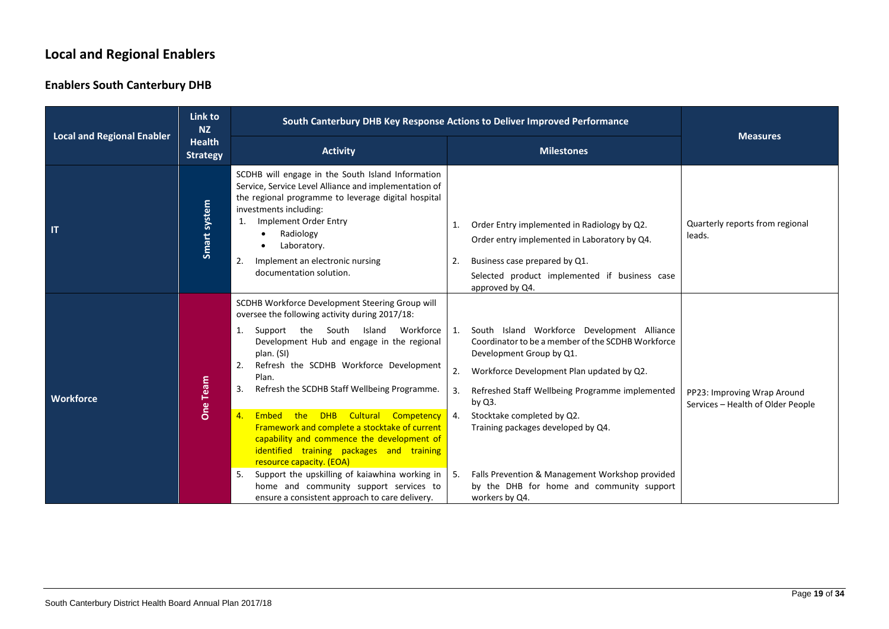# Local and Regional Enablers

## Enablers South Canterbury DHB

| Local and Regional Enabler | Link to NZ Health Strategy | South Canterbury DHB Key Response Actions to Deliver Improved Performance | | Measures |
|---|---|---|---|---|
| | | **Activity** | **Milestones** | |
| IT | Smart system | SCDHB will engage in the South Island Information Service, Service Level Alliance and implementation of the regional programme to leverage digital hospital investments including:<br>1. Implement Order Entry<br>• Radiology<br>• Laboratory.<br>2. Implement an electronic nursing documentation solution. | 1. Order Entry implemented in Radiology by Q2.<br>Order entry implemented in Laboratory by Q4.<br>2. Business case prepared by Q1.<br>Selected product implemented if business case approved by Q4. | Quarterly reports from regional leads. |
| Workforce | One Team | SCDHB Workforce Development Steering Group will oversee the following activity during 2017/18:<br>1. Support the South Island Workforce Development Hub and engage in the regional plan. (SI)<br>2. Refresh the SCDHB Workforce Development Plan.<br>3. Refresh the SCDHB Staff Wellbeing Programme.<br>4. Embed the DHB Cultural Competency Framework and complete a stocktake of current capability and commence the development of identified training packages and training resource capacity. (EOA)<br>5. Support the upskilling of kaiawhina working in home and community support services to ensure a consistent approach to care delivery. | 1. South Island Workforce Development Alliance Coordinator to be a member of the SCDHB Workforce Development Group by Q1.<br>2. Workforce Development Plan updated by Q2.<br>3. Refreshed Staff Wellbeing Programme implemented by Q3.<br>4. Stocktake completed by Q2.<br>Training packages developed by Q4.<br>5. Falls Prevention & Management Workshop provided by the DHB for home and community support workers by Q4. | PP23: Improving Wrap Around Services – Health of Older People |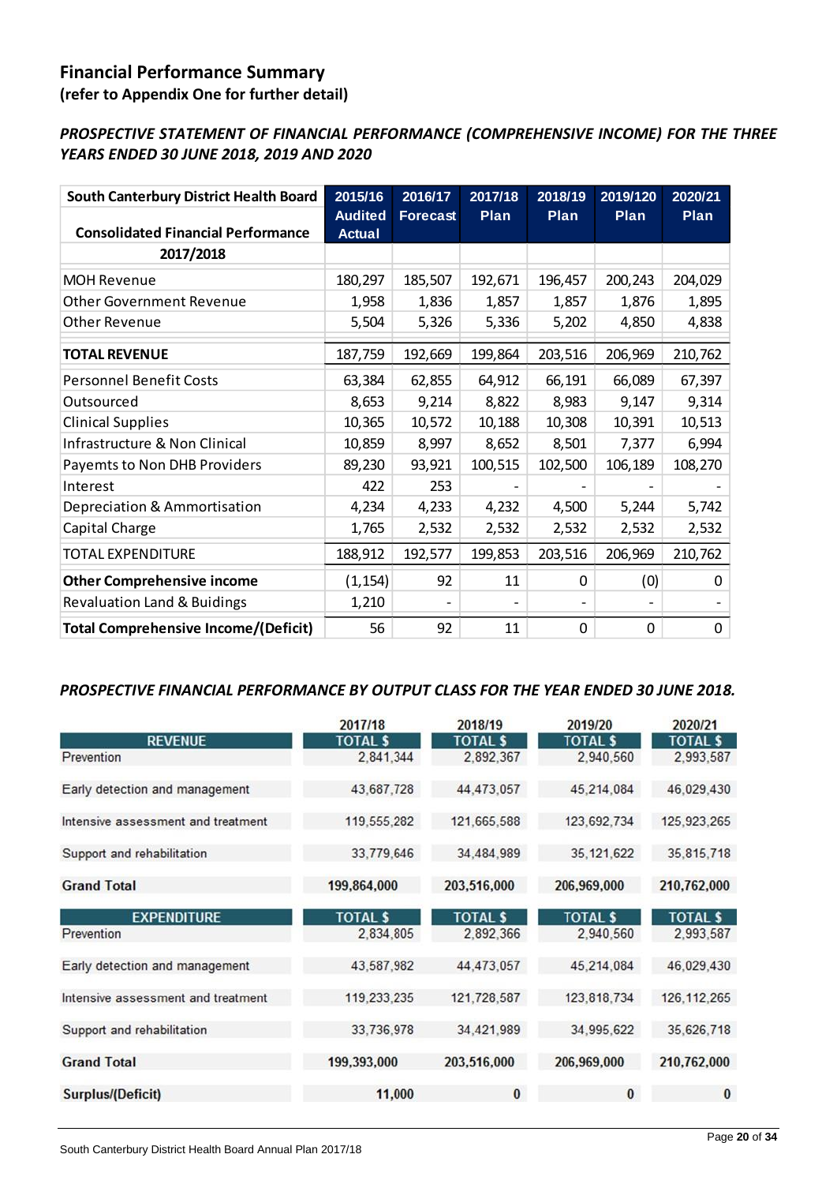## Financial Performance Summary

### (refer to Appendix One for further detail)

***PROSPECTIVE STATEMENT OF FINANCIAL PERFORMANCE (COMPREHENSIVE INCOME) FOR THE THREE YEARS ENDED 30 JUNE 2018, 2019 AND 2020***

| South Canterbury District Health Board Consolidated Financial Performance 2017/2018 | 2015/16 Audited Actual | 2016/17 Forecast | 2017/18 Plan | 2018/19 Plan | 2019/120 Plan | 2020/21 Plan |
|---|---|---|---|---|---|---|
| MOH Revenue | 180,297 | 185,507 | 192,671 | 196,457 | 200,243 | 204,029 |
| Other Government Revenue | 1,958 | 1,836 | 1,857 | 1,857 | 1,876 | 1,895 |
| Other Revenue | 5,504 | 5,326 | 5,336 | 5,202 | 4,850 | 4,838 |
| **TOTAL REVENUE** | 187,759 | 192,669 | 199,864 | 203,516 | 206,969 | 210,762 |
| Personnel Benefit Costs | 63,384 | 62,855 | 64,912 | 66,191 | 66,089 | 67,397 |
| Outsourced | 8,653 | 9,214 | 8,822 | 8,983 | 9,147 | 9,314 |
| Clinical Supplies | 10,365 | 10,572 | 10,188 | 10,308 | 10,391 | 10,513 |
| Infrastructure & Non Clinical | 10,859 | 8,997 | 8,652 | 8,501 | 7,377 | 6,994 |
| Payemts to Non DHB Providers | 89,230 | 93,921 | 100,515 | 102,500 | 106,189 | 108,270 |
| Interest | 422 | 253 | - | - | - | - |
| Depreciation & Ammortisation | 4,234 | 4,233 | 4,232 | 4,500 | 5,244 | 5,742 |
| Capital Charge | 1,765 | 2,532 | 2,532 | 2,532 | 2,532 | 2,532 |
| TOTAL EXPENDITURE | 188,912 | 192,577 | 199,853 | 203,516 | 206,969 | 210,762 |
| **Other Comprehensive income** | (1,154) | 92 | 11 | 0 | (0) | 0 |
| Revaluation Land & Buildings | 1,210 | - | - | - | - | - |
| **Total Comprehensive Income/(Deficit)** | 56 | 92 | 11 | 0 | 0 | 0 |

***PROSPECTIVE FINANCIAL PERFORMANCE BY OUTPUT CLASS FOR THE YEAR ENDED 30 JUNE 2018.***

| | 2017/18 | 2018/19 | 2019/20 | 2020/21 |
|---|---|---|---|---|
| **REVENUE** | **TOTAL $** | **TOTAL $** | **TOTAL $** | **TOTAL $** |
| Prevention | 2,841,344 | 2,892,367 | 2,940,560 | 2,993,587 |
| Early detection and management | 43,687,728 | 44,473,057 | 45,214,084 | 46,029,430 |
| Intensive assessment and treatment | 119,555,282 | 121,665,588 | 123,692,734 | 125,923,265 |
| Support and rehabilitation | 33,779,646 | 34,484,989 | 35,121,622 | 35,815,718 |
| **Grand Total** | **199,864,000** | **203,516,000** | **206,969,000** | **210,762,000** |
| **EXPENDITURE** | **TOTAL $** | **TOTAL $** | **TOTAL $** | **TOTAL $** |
| Prevention | 2,834,805 | 2,892,366 | 2,940,560 | 2,993,587 |
| Early detection and management | 43,587,982 | 44,473,057 | 45,214,084 | 46,029,430 |
| Intensive assessment and treatment | 119,233,235 | 121,728,587 | 123,818,734 | 126,112,265 |
| Support and rehabilitation | 33,736,978 | 34,421,989 | 34,995,622 | 35,626,718 |
| **Grand Total** | **199,393,000** | **203,516,000** | **206,969,000** | **210,762,000** |
| **Surplus/(Deficit)** | **11,000** | **0** | **0** | **0** |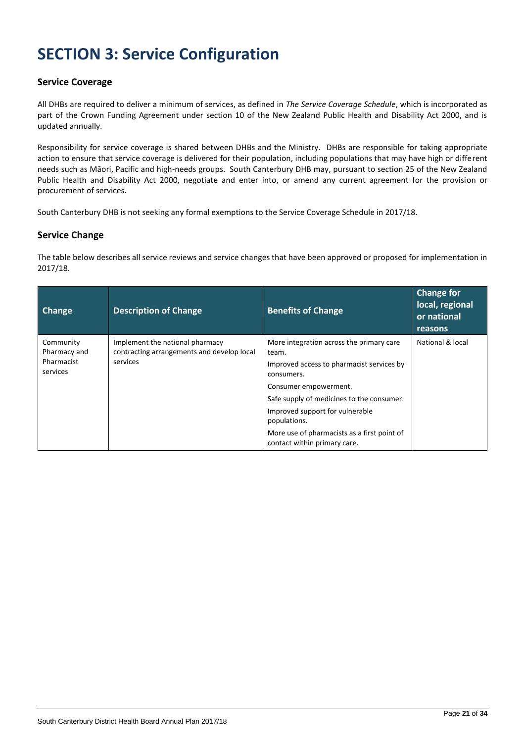# SECTION 3: Service Configuration

## Service Coverage

All DHBs are required to deliver a minimum of services, as defined in *The Service Coverage Schedule*, which is incorporated as part of the Crown Funding Agreement under section 10 of the New Zealand Public Health and Disability Act 2000, and is updated annually.

Responsibility for service coverage is shared between DHBs and the Ministry. DHBs are responsible for taking appropriate action to ensure that service coverage is delivered for their population, including populations that may have high or different needs such as Māori, Pacific and high-needs groups. South Canterbury DHB may, pursuant to section 25 of the New Zealand Public Health and Disability Act 2000, negotiate and enter into, or amend any current agreement for the provision or procurement of services.

South Canterbury DHB is not seeking any formal exemptions to the Service Coverage Schedule in 2017/18.

## Service Change

The table below describes all service reviews and service changes that have been approved or proposed for implementation in 2017/18.

| Change | Description of Change | Benefits of Change | Change for local, regional or national reasons |
|---|---|---|---|
| Community Pharmacy and Pharmacist services | Implement the national pharmacy contracting arrangements and develop local services | More integration across the primary care team.<br>Improved access to pharmacist services by consumers.<br>Consumer empowerment.<br>Safe supply of medicines to the consumer.<br>Improved support for vulnerable populations.<br>More use of pharmacists as a first point of contact within primary care. | National & local |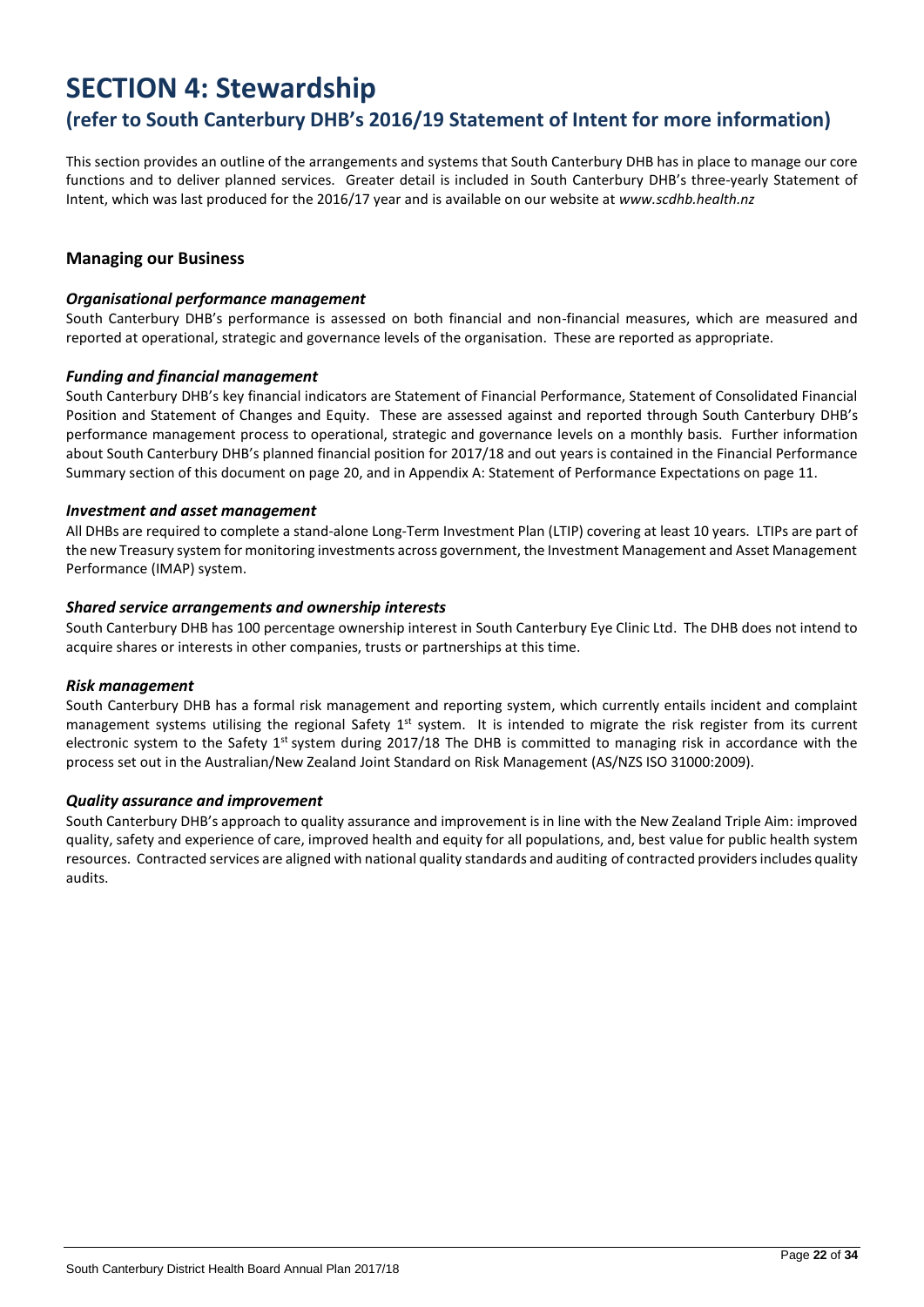# SECTION 4: Stewardship

## (refer to South Canterbury DHB's 2016/19 Statement of Intent for more information)

This section provides an outline of the arrangements and systems that South Canterbury DHB has in place to manage our core functions and to deliver planned services. Greater detail is included in South Canterbury DHB's three-yearly Statement of Intent, which was last produced for the 2016/17 year and is available on our website at *www.scdhb.health.nz*

### Managing our Business

#### *Organisational performance management*

South Canterbury DHB's performance is assessed on both financial and non-financial measures, which are measured and reported at operational, strategic and governance levels of the organisation. These are reported as appropriate.

#### *Funding and financial management*

South Canterbury DHB's key financial indicators are Statement of Financial Performance, Statement of Consolidated Financial Position and Statement of Changes and Equity. These are assessed against and reported through South Canterbury DHB's performance management process to operational, strategic and governance levels on a monthly basis. Further information about South Canterbury DHB's planned financial position for 2017/18 and out years is contained in the Financial Performance Summary section of this document on page 20, and in Appendix A: Statement of Performance Expectations on page 11.

#### *Investment and asset management*

All DHBs are required to complete a stand-alone Long-Term Investment Plan (LTIP) covering at least 10 years. LTIPs are part of the new Treasury system for monitoring investments across government, the Investment Management and Asset Management Performance (IMAP) system.

#### *Shared service arrangements and ownership interests*

South Canterbury DHB has 100 percentage ownership interest in South Canterbury Eye Clinic Ltd. The DHB does not intend to acquire shares or interests in other companies, trusts or partnerships at this time.

#### *Risk management*

South Canterbury DHB has a formal risk management and reporting system, which currently entails incident and complaint management systems utilising the regional Safety 1st system. It is intended to migrate the risk register from its current electronic system to the Safety 1st system during 2017/18 The DHB is committed to managing risk in accordance with the process set out in the Australian/New Zealand Joint Standard on Risk Management (AS/NZS ISO 31000:2009).

#### *Quality assurance and improvement*

South Canterbury DHB's approach to quality assurance and improvement is in line with the New Zealand Triple Aim: improved quality, safety and experience of care, improved health and equity for all populations, and, best value for public health system resources. Contracted services are aligned with national quality standards and auditing of contracted providers includes quality audits.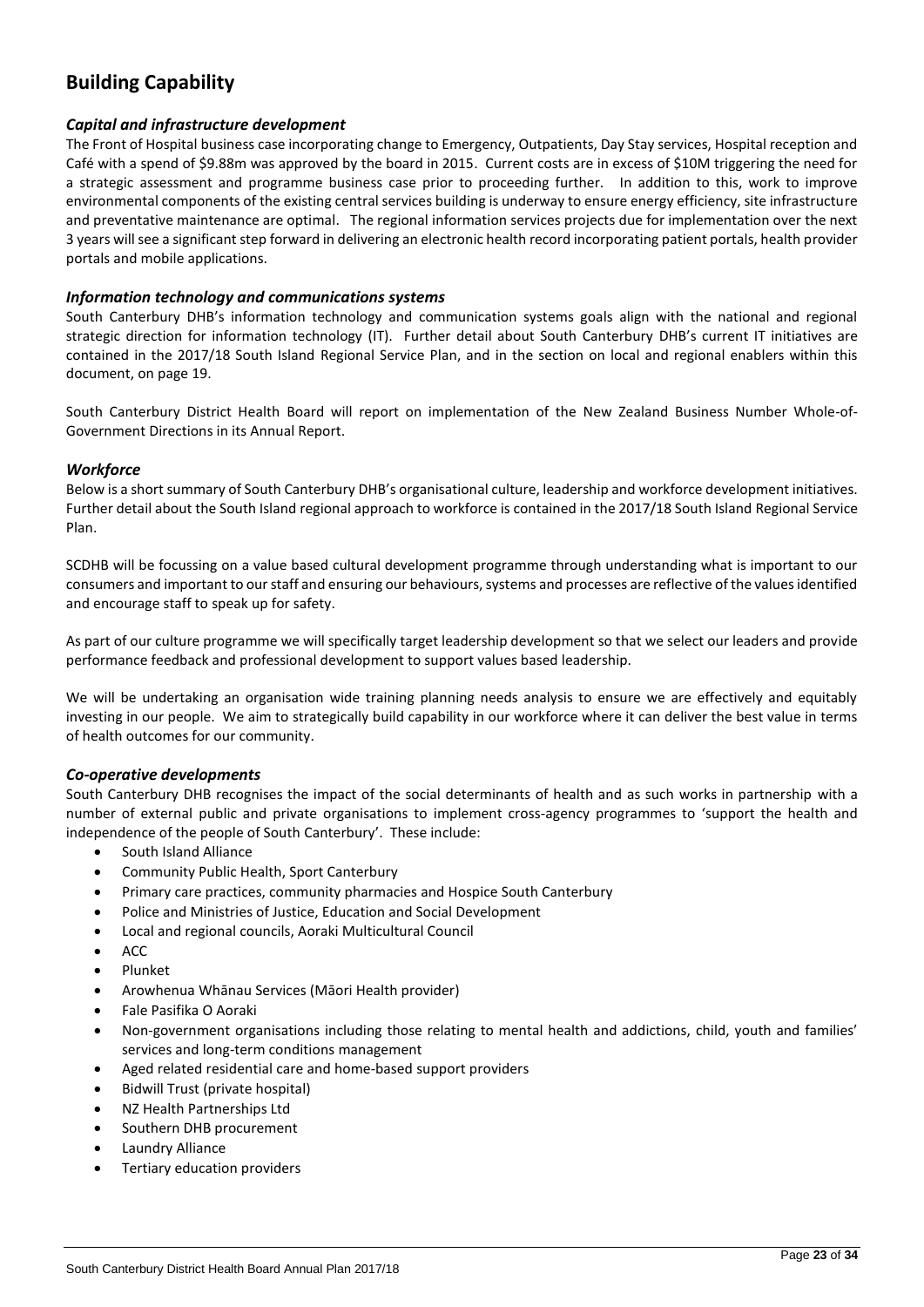## Building Capability

### *Capital and infrastructure development*

The Front of Hospital business case incorporating change to Emergency, Outpatients, Day Stay services, Hospital reception and Café with a spend of $9.88m was approved by the board in 2015. Current costs are in excess of $10M triggering the need for a strategic assessment and programme business case prior to proceeding further. In addition to this, work to improve environmental components of the existing central services building is underway to ensure energy efficiency, site infrastructure and preventative maintenance are optimal. The regional information services projects due for implementation over the next 3 years will see a significant step forward in delivering an electronic health record incorporating patient portals, health provider portals and mobile applications.

### *Information technology and communications systems*

South Canterbury DHB's information technology and communication systems goals align with the national and regional strategic direction for information technology (IT). Further detail about South Canterbury DHB's current IT initiatives are contained in the 2017/18 South Island Regional Service Plan, and in the section on local and regional enablers within this document, on page 19.

South Canterbury District Health Board will report on implementation of the New Zealand Business Number Whole-of-Government Directions in its Annual Report.

### *Workforce*

Below is a short summary of South Canterbury DHB's organisational culture, leadership and workforce development initiatives. Further detail about the South Island regional approach to workforce is contained in the 2017/18 South Island Regional Service Plan.

SCDHB will be focussing on a value based cultural development programme through understanding what is important to our consumers and important to our staff and ensuring our behaviours, systems and processes are reflective of the values identified and encourage staff to speak up for safety.

As part of our culture programme we will specifically target leadership development so that we select our leaders and provide performance feedback and professional development to support values based leadership.

We will be undertaking an organisation wide training planning needs analysis to ensure we are effectively and equitably investing in our people. We aim to strategically build capability in our workforce where it can deliver the best value in terms of health outcomes for our community.

### *Co-operative developments*

South Canterbury DHB recognises the impact of the social determinants of health and as such works in partnership with a number of external public and private organisations to implement cross-agency programmes to 'support the health and independence of the people of South Canterbury'. These include:

- South Island Alliance
- Community Public Health, Sport Canterbury
- Primary care practices, community pharmacies and Hospice South Canterbury
- Police and Ministries of Justice, Education and Social Development
- Local and regional councils, Aoraki Multicultural Council
- ACC
- Plunket
- Arowhenua Whānau Services (Māori Health provider)
- Fale Pasifika O Aoraki
- Non-government organisations including those relating to mental health and addictions, child, youth and families' services and long-term conditions management
- Aged related residential care and home-based support providers
- Bidwill Trust (private hospital)
- NZ Health Partnerships Ltd
- Southern DHB procurement
- Laundry Alliance
- Tertiary education providers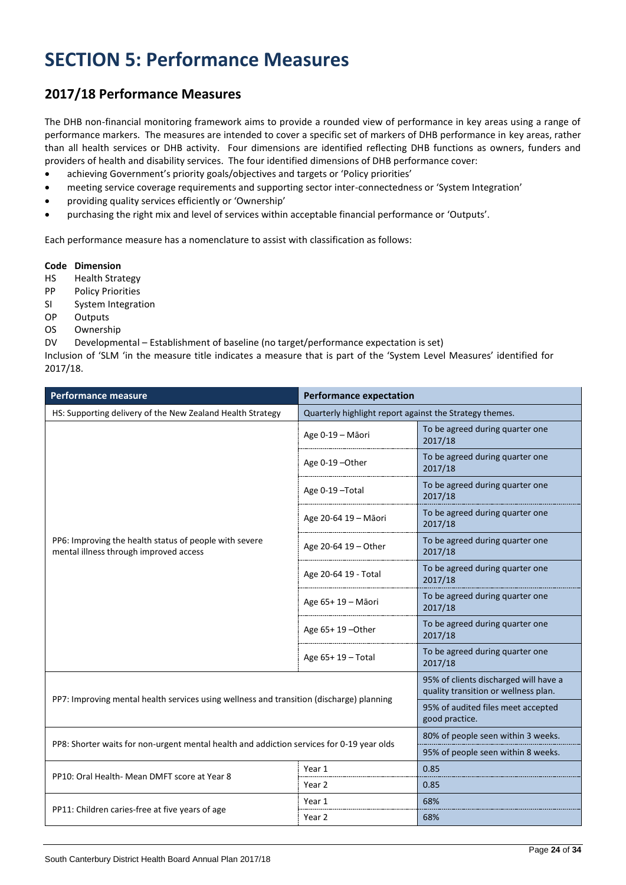# SECTION 5: Performance Measures

## 2017/18 Performance Measures

The DHB non-financial monitoring framework aims to provide a rounded view of performance in key areas using a range of performance markers. The measures are intended to cover a specific set of markers of DHB performance in key areas, rather than all health services or DHB activity. Four dimensions are identified reflecting DHB functions as owners, funders and providers of health and disability services. The four identified dimensions of DHB performance cover:

- achieving Government's priority goals/objectives and targets or 'Policy priorities'
- meeting service coverage requirements and supporting sector inter-connectedness or 'System Integration'
- providing quality services efficiently or 'Ownership'
- purchasing the right mix and level of services within acceptable financial performance or 'Outputs'.

Each performance measure has a nomenclature to assist with classification as follows:

**Code Dimension**
HS Health Strategy
PP Policy Priorities
SI System Integration
OP Outputs
OS Ownership
DV Developmental – Establishment of baseline (no target/performance expectation is set)

Inclusion of 'SLM 'in the measure title indicates a measure that is part of the 'System Level Measures' identified for 2017/18.

| Performance measure | Performance expectation | |
|---|---|---|
| HS: Supporting delivery of the New Zealand Health Strategy | Quarterly highlight report against the Strategy themes. | |
| PP6: Improving the health status of people with severe mental illness through improved access | Age 0-19 – Māori | To be agreed during quarter one 2017/18 |
| | Age 0-19 –Other | To be agreed during quarter one 2017/18 |
| | Age 0-19 –Total | To be agreed during quarter one 2017/18 |
| | Age 20-64 19 – Māori | To be agreed during quarter one 2017/18 |
| | Age 20-64 19 – Other | To be agreed during quarter one 2017/18 |
| | Age 20-64 19 - Total | To be agreed during quarter one 2017/18 |
| | Age 65+ 19 – Māori | To be agreed during quarter one 2017/18 |
| | Age 65+ 19 –Other | To be agreed during quarter one 2017/18 |
| | Age 65+ 19 – Total | To be agreed during quarter one 2017/18 |
| PP7: Improving mental health services using wellness and transition (discharge) planning | | 95% of clients discharged will have a quality transition or wellness plan. |
| | | 95% of audited files meet accepted good practice. |
| PP8: Shorter waits for non-urgent mental health and addiction services for 0-19 year olds | | 80% of people seen within 3 weeks. |
| | | 95% of people seen within 8 weeks. |
| PP10: Oral Health- Mean DMFT score at Year 8 | Year 1 | 0.85 |
| | Year 2 | 0.85 |
| PP11: Children caries-free at five years of age | Year 1 | 68% |
| | Year 2 | 68% |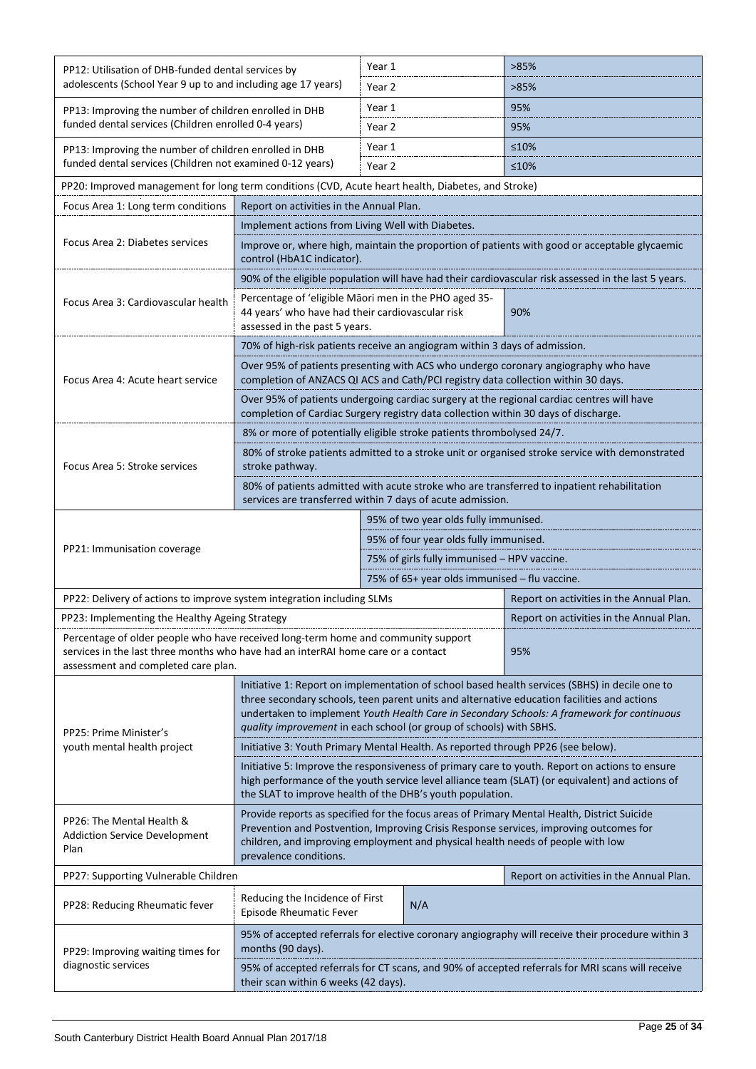| | | | |
|---|---|---|---|
| PP12: Utilisation of DHB-funded dental services by adolescents (School Year 9 up to and including age 17 years) | | Year 1 | >85% |
| | | Year 2 | >85% |
| PP13: Improving the number of children enrolled in DHB funded dental services (Children enrolled 0-4 years) | | Year 1 | 95% |
| | | Year 2 | 95% |
| PP13: Improving the number of children enrolled in DHB funded dental services (Children not examined 0-12 years) | | Year 1 | ≤10% |
| | | Year 2 | ≤10% |
| PP20: Improved management for long term conditions (CVD, Acute heart health, Diabetes, and Stroke) | | | |
| Focus Area 1: Long term conditions | Report on activities in the Annual Plan. | | |
| Focus Area 2: Diabetes services | Implement actions from Living Well with Diabetes. | | |
| | Improve or, where high, maintain the proportion of patients with good or acceptable glycaemic control (HbA1C indicator). | | |
| Focus Area 3: Cardiovascular health | 90% of the eligible population will have had their cardiovascular risk assessed in the last 5 years. | | |
| | Percentage of 'eligible Māori men in the PHO aged 35-44 years' who have had their cardiovascular risk assessed in the past 5 years. | | 90% |
| Focus Area 4: Acute heart service | 70% of high-risk patients receive an angiogram within 3 days of admission. | | |
| | Over 95% of patients presenting with ACS who undergo coronary angiography who have completion of ANZACS QI ACS and Cath/PCI registry data collection within 30 days. | | |
| | Over 95% of patients undergoing cardiac surgery at the regional cardiac centres will have completion of Cardiac Surgery registry data collection within 30 days of discharge. | | |
| Focus Area 5: Stroke services | 8% or more of potentially eligible stroke patients thrombolysed 24/7. | | |
| | 80% of stroke patients admitted to a stroke unit or organised stroke service with demonstrated stroke pathway. | | |
| | 80% of patients admitted with acute stroke who are transferred to inpatient rehabilitation services are transferred within 7 days of acute admission. | | |
| PP21: Immunisation coverage | | 95% of two year olds fully immunised. | |
| | | 95% of four year olds fully immunised. | |
| | | 75% of girls fully immunised – HPV vaccine. | |
| | | 75% of 65+ year olds immunised – flu vaccine. | |
| PP22: Delivery of actions to improve system integration including SLMs | | | Report on activities in the Annual Plan. |
| PP23: Implementing the Healthy Ageing Strategy | | | Report on activities in the Annual Plan. |
| Percentage of older people who have received long-term home and community support services in the last three months who have had an interRAI home care or a contact assessment and completed care plan. | | | 95% |
| PP25: Prime Minister's youth mental health project | Initiative 1: Report on implementation of school based health services (SBHS) in decile one to three secondary schools, teen parent units and alternative education facilities and actions undertaken to implement *Youth Health Care in Secondary Schools: A framework for continuous quality improvement* in each school (or group of schools) with SBHS. | | |
| | Initiative 3: Youth Primary Mental Health. As reported through PP26 (see below). | | |
| | Initiative 5: Improve the responsiveness of primary care to youth. Report on actions to ensure high performance of the youth service level alliance team (SLAT) (or equivalent) and actions of the SLAT to improve health of the DHB's youth population. | | |
| PP26: The Mental Health & Addiction Service Development Plan | Provide reports as specified for the focus areas of Primary Mental Health, District Suicide Prevention and Postvention, Improving Crisis Response services, improving outcomes for children, and improving employment and physical health needs of people with low prevalence conditions. | | |
| PP27: Supporting Vulnerable Children | | | Report on activities in the Annual Plan. |
| PP28: Reducing Rheumatic fever | Reducing the Incidence of First Episode Rheumatic Fever | N/A | |
| PP29: Improving waiting times for diagnostic services | 95% of accepted referrals for elective coronary angiography will receive their procedure within 3 months (90 days). | | |
| | 95% of accepted referrals for CT scans, and 90% of accepted referrals for MRI scans will receive their scan within 6 weeks (42 days). | | |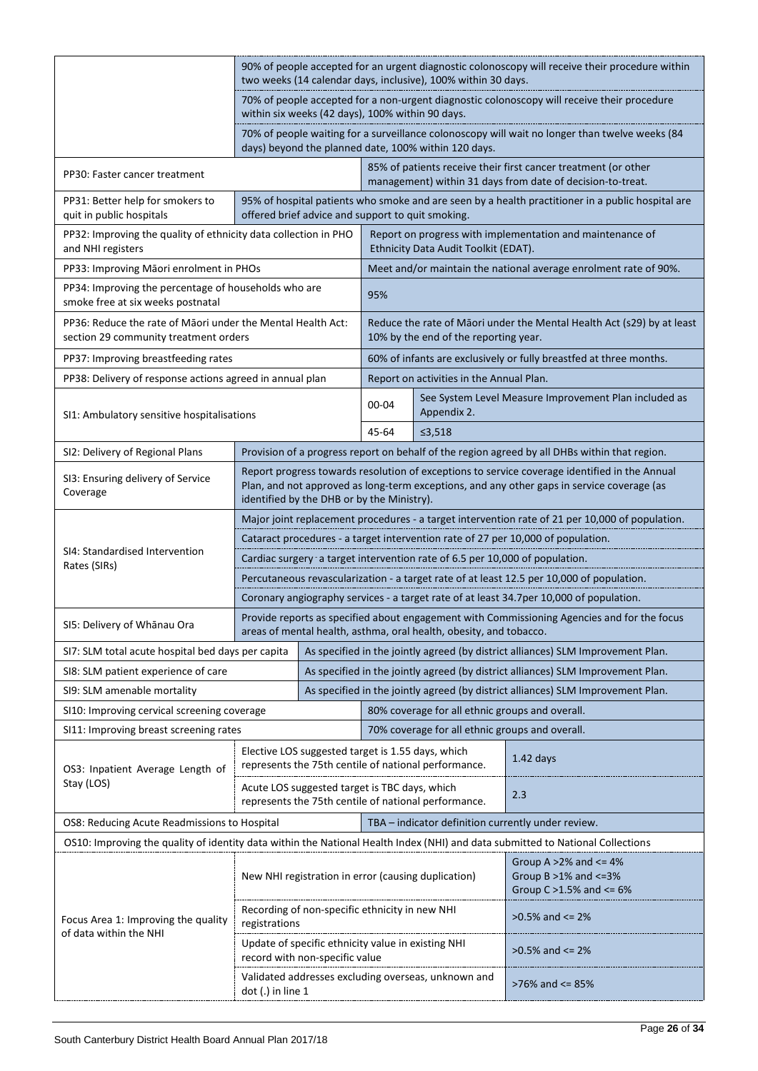| | | |
|---|---|---|
| | 90% of people accepted for an urgent diagnostic colonoscopy will receive their procedure within two weeks (14 calendar days, inclusive), 100% within 30 days. | |
| | 70% of people accepted for a non-urgent diagnostic colonoscopy will receive their procedure within six weeks (42 days), 100% within 90 days. | |
| | 70% of people waiting for a surveillance colonoscopy will wait no longer than twelve weeks (84 days) beyond the planned date, 100% within 120 days. | |
| PP30: Faster cancer treatment | 85% of patients receive their first cancer treatment (or other management) within 31 days from date of decision-to-treat. | |
| PP31: Better help for smokers to quit in public hospitals | 95% of hospital patients who smoke and are seen by a health practitioner in a public hospital are offered brief advice and support to quit smoking. | |
| PP32: Improving the quality of ethnicity data collection in PHO and NHI registers | Report on progress with implementation and maintenance of Ethnicity Data Audit Toolkit (EDAT). | |
| PP33: Improving Māori enrolment in PHOs | Meet and/or maintain the national average enrolment rate of 90%. | |
| PP34: Improving the percentage of households who are smoke free at six weeks postnatal | 95% | |
| PP36: Reduce the rate of Māori under the Mental Health Act: section 29 community treatment orders | Reduce the rate of Māori under the Mental Health Act (s29) by at least 10% by the end of the reporting year. | |
| PP37: Improving breastfeeding rates | 60% of infants are exclusively or fully breastfed at three months. | |
| PP38: Delivery of response actions agreed in annual plan | Report on activities in the Annual Plan. | |
| SI1: Ambulatory sensitive hospitalisations | 00-04 | See System Level Measure Improvement Plan included as Appendix 2. |
| | 45-64 | ≤3,518 |
| SI2: Delivery of Regional Plans | Provision of a progress report on behalf of the region agreed by all DHBs within that region. | |
| SI3: Ensuring delivery of Service Coverage | Report progress towards resolution of exceptions to service coverage identified in the Annual Plan, and not approved as long-term exceptions, and any other gaps in service coverage (as identified by the DHB or by the Ministry). | |
| SI4: Standardised Intervention Rates (SIRs) | Major joint replacement procedures - a target intervention rate of 21 per 10,000 of population. | |
| | Cataract procedures - a target intervention rate of 27 per 10,000 of population. | |
| | Cardiac surgery - a target intervention rate of 6.5 per 10,000 of population. | |
| | Percutaneous revascularization - a target rate of at least 12.5 per 10,000 of population. | |
| | Coronary angiography services - a target rate of at least 34.7per 10,000 of population. | |
| SI5: Delivery of Whānau Ora | Provide reports as specified about engagement with Commissioning Agencies and for the focus areas of mental health, asthma, oral health, obesity, and tobacco. | |
| SI7: SLM total acute hospital bed days per capita | As specified in the jointly agreed (by district alliances) SLM Improvement Plan. | |
| SI8: SLM patient experience of care | As specified in the jointly agreed (by district alliances) SLM Improvement Plan. | |
| SI9: SLM amenable mortality | As specified in the jointly agreed (by district alliances) SLM Improvement Plan. | |
| SI10: Improving cervical screening coverage | 80% coverage for all ethnic groups and overall. | |
| SI11: Improving breast screening rates | 70% coverage for all ethnic groups and overall. | |
| OS3: Inpatient Average Length of Stay (LOS) | Elective LOS suggested target is 1.55 days, which represents the 75th centile of national performance. | 1.42 days |
| | Acute LOS suggested target is TBC days, which represents the 75th centile of national performance. | 2.3 |
| OS8: Reducing Acute Readmissions to Hospital | TBA – indicator definition currently under review. | |
| OS10: Improving the quality of identity data within the National Health Index (NHI) and data submitted to National Collections | | |
| Focus Area 1: Improving the quality of data within the NHI | New NHI registration in error (causing duplication) | Group A >2% and <= 4%<br>Group B >1% and <=3%<br>Group C >1.5% and <= 6% |
| | Recording of non-specific ethnicity in new NHI registrations | >0.5% and <= 2% |
| | Update of specific ethnicity value in existing NHI record with non-specific value | >0.5% and <= 2% |
| | Validated addresses excluding overseas, unknown and dot (.) in line 1 | >76% and <= 85% |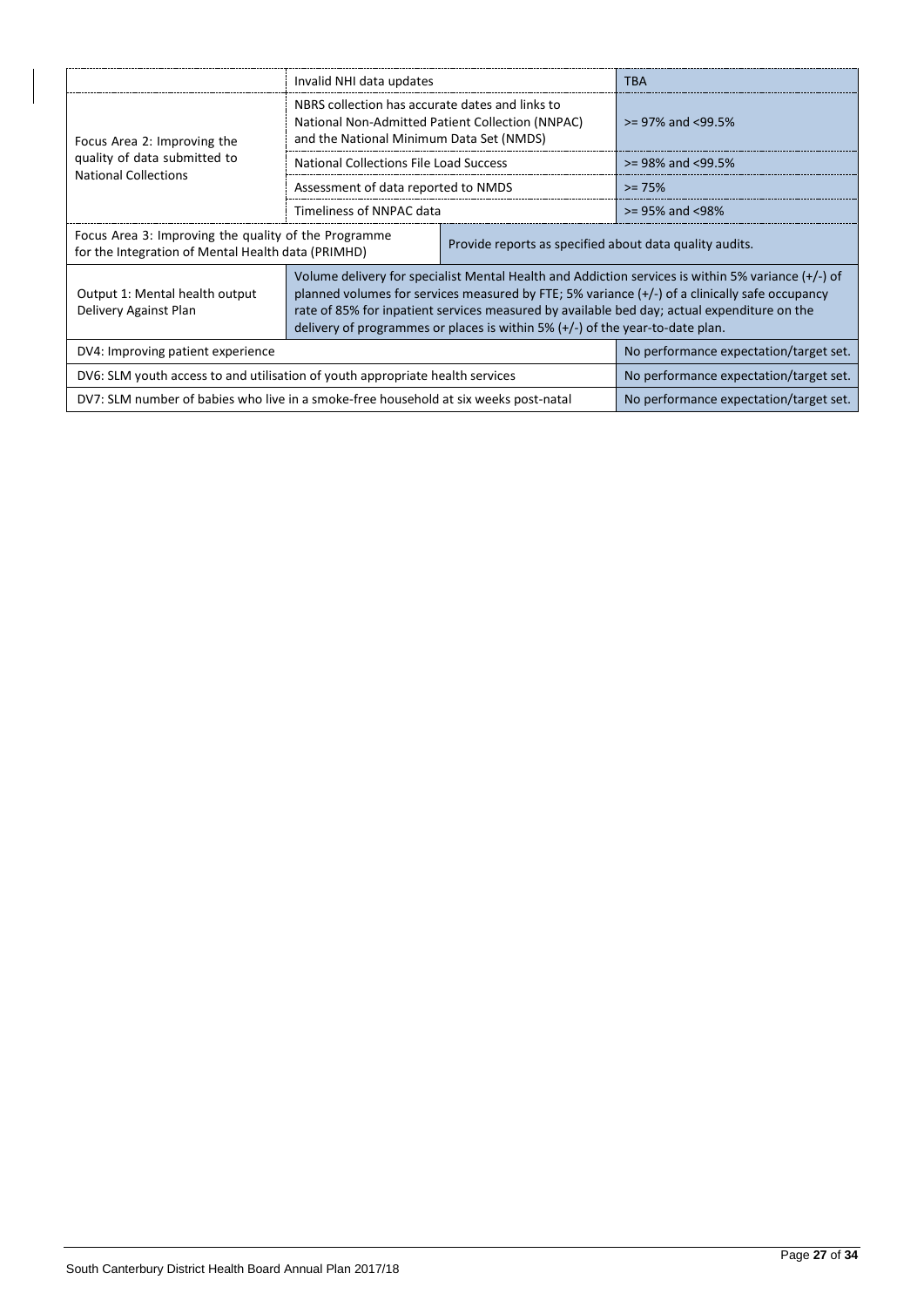| | | |
|---|---|---|
| | Invalid NHI data updates | TBA |
| Focus Area 2: Improving the quality of data submitted to National Collections | NBRS collection has accurate dates and links to National Non-Admitted Patient Collection (NNPAC) and the National Minimum Data Set (NMDS) | >= 97% and <99.5% |
| | National Collections File Load Success | >= 98% and <99.5% |
| | Assessment of data reported to NMDS | >= 75% |
| | Timeliness of NNPAC data | >= 95% and <98% |
| Focus Area 3: Improving the quality of the Programme for the Integration of Mental Health data (PRIMHD) | Provide reports as specified about data quality audits. | |
| Output 1: Mental health output Delivery Against Plan | Volume delivery for specialist Mental Health and Addiction services is within 5% variance (+/-) of planned volumes for services measured by FTE; 5% variance (+/-) of a clinically safe occupancy rate of 85% for inpatient services measured by available bed day; actual expenditure on the delivery of programmes or places is within 5% (+/-) of the year-to-date plan. | |
| DV4: Improving patient experience | | No performance expectation/target set. |
| DV6: SLM youth access to and utilisation of youth appropriate health services | | No performance expectation/target set. |
| DV7: SLM number of babies who live in a smoke-free household at six weeks post-natal | | No performance expectation/target set. |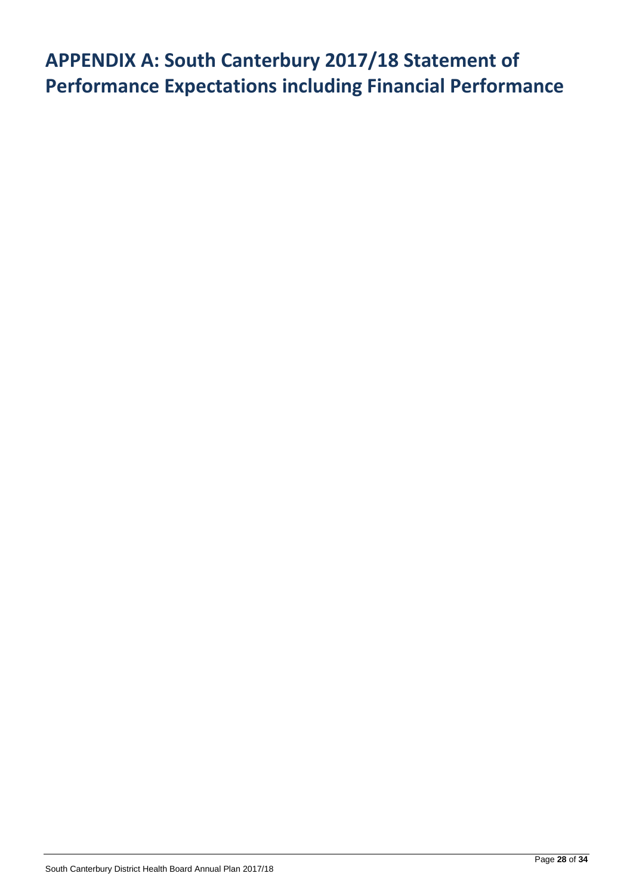# APPENDIX A: South Canterbury 2017/18 Statement of Performance Expectations including Financial Performance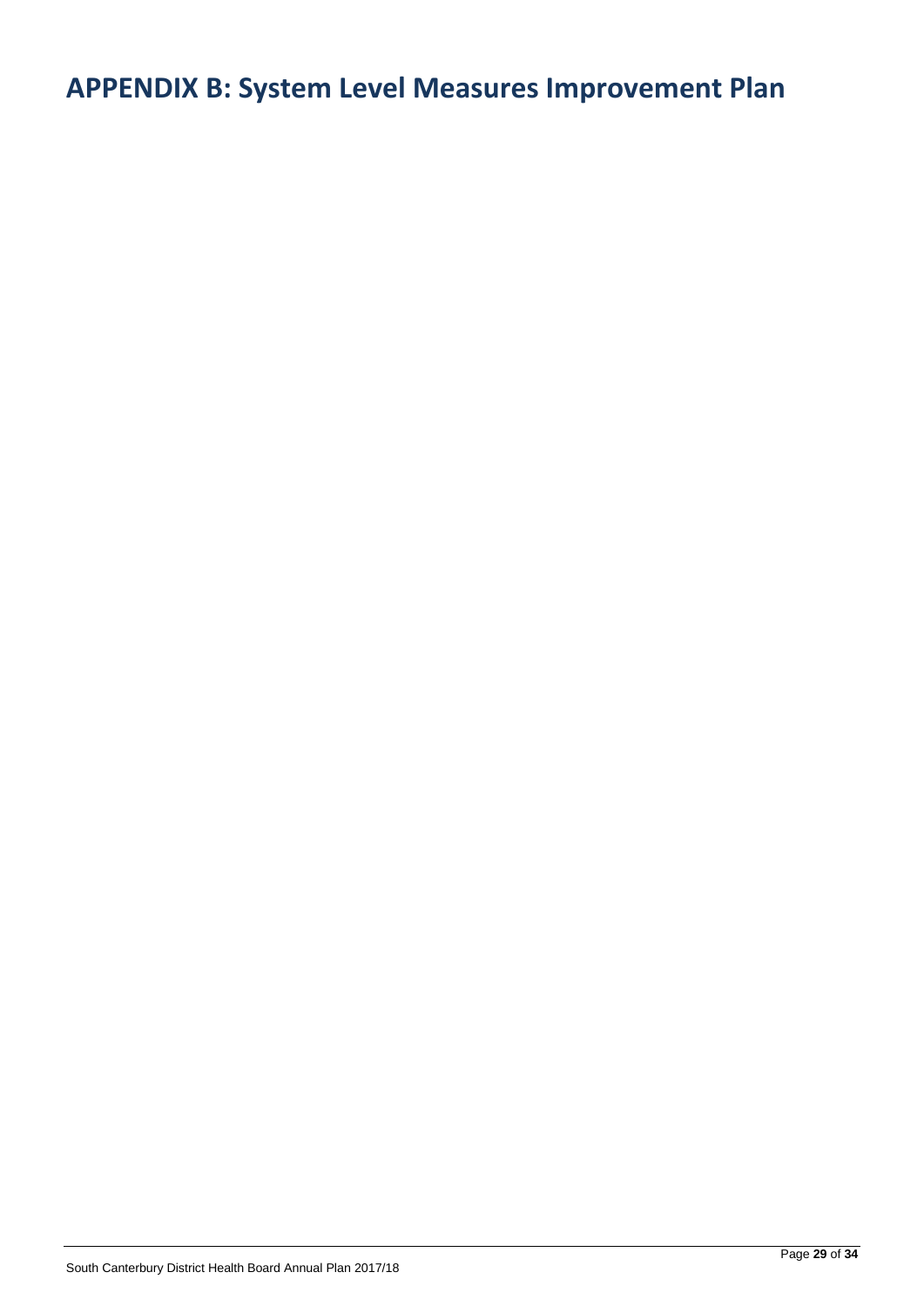# APPENDIX B: System Level Measures Improvement Plan